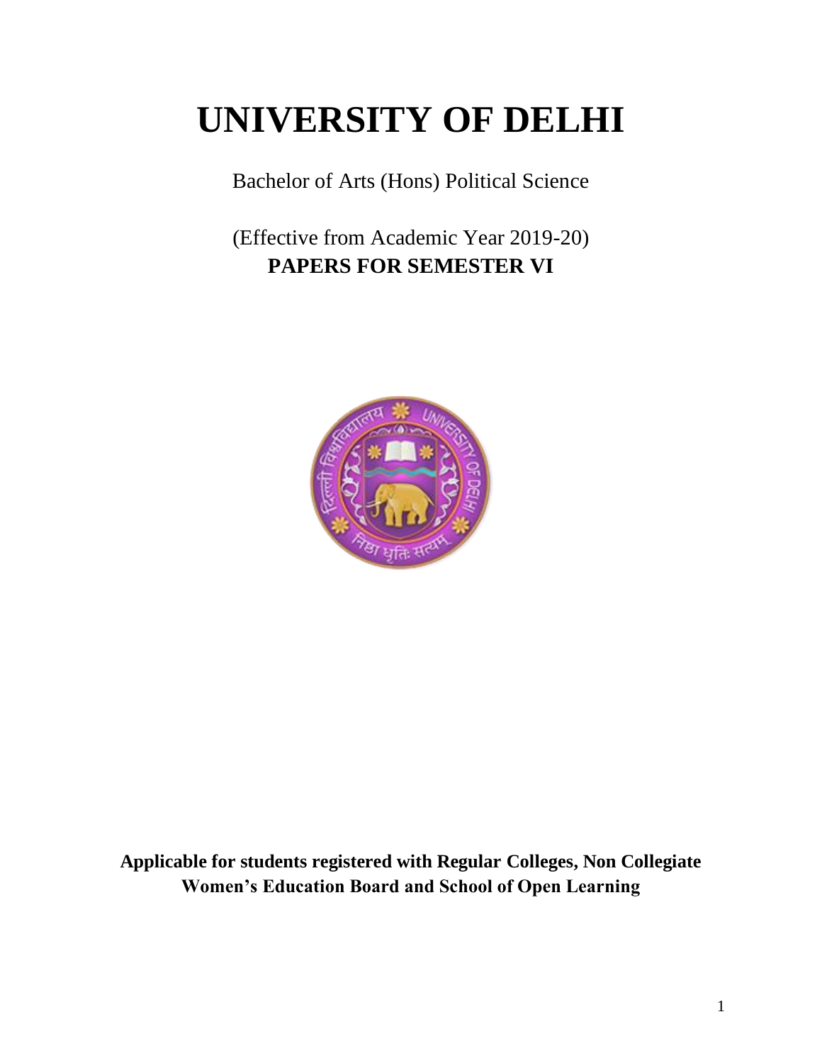# UNIVERSITY OF DELHI

Bachelor of Arts (Hons) Political Science

(Effective from Academic Year 2019-20)

**PAPERS FOR SEMESTER VI**

**Applicable for students registered with Regular Colleges, Non Collegiate Women's Education Board and School of Open Learning**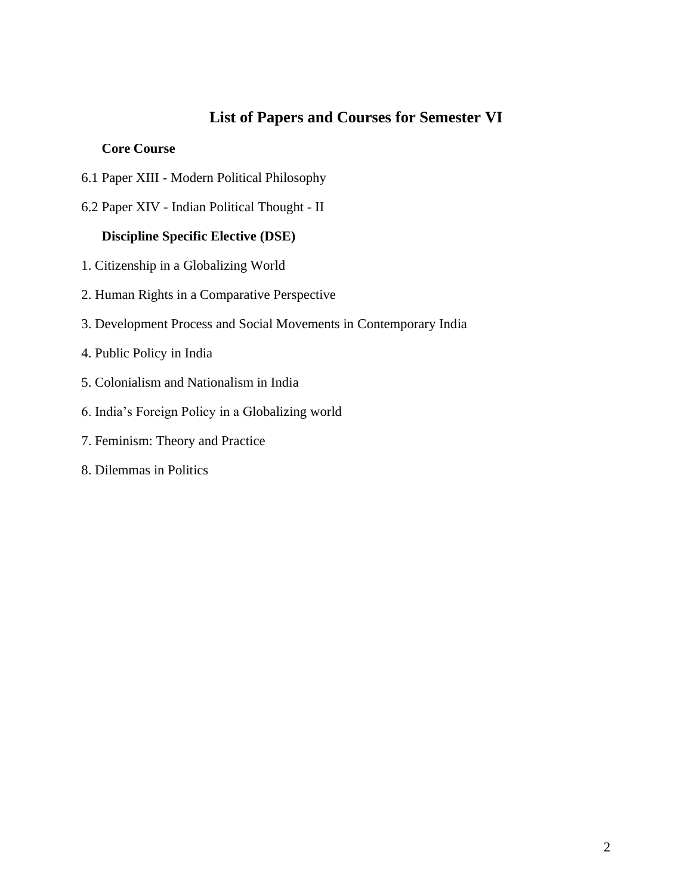# List of Papers and Courses for Semester VI

**Core Course**

6.1 Paper XIII - Modern Political Philosophy

6.2 Paper XIV - Indian Political Thought - II

**Discipline Specific Elective (DSE)**

1. Citizenship in a Globalizing World
2. Human Rights in a Comparative Perspective
3. Development Process and Social Movements in Contemporary India
4. Public Policy in India
5. Colonialism and Nationalism in India
6. India's Foreign Policy in a Globalizing world
7. Feminism: Theory and Practice
8. Dilemmas in Politics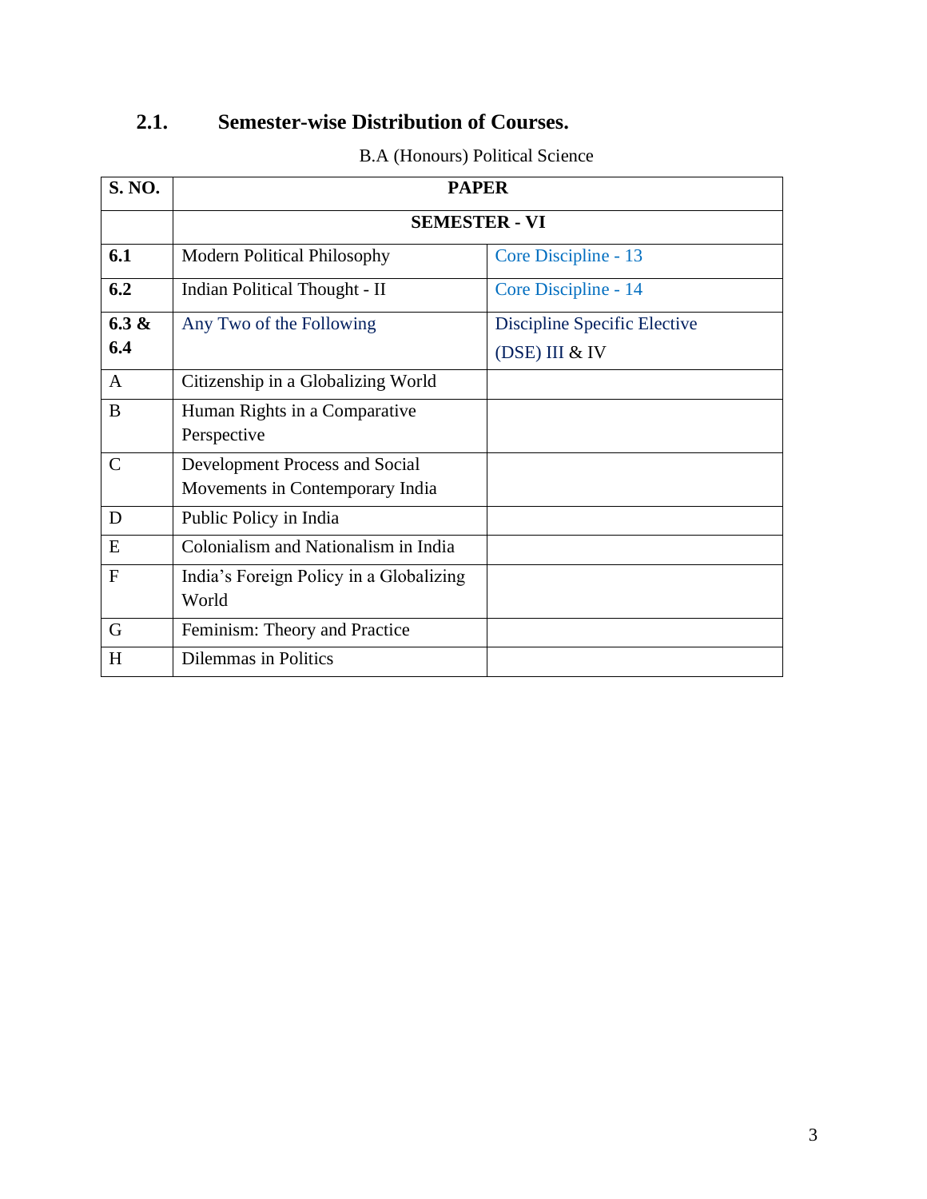## 2.1. Semester-wise Distribution of Courses.

B.A (Honours) Political Science

| S. NO. | PAPER | |
|---|---|---|
| | **SEMESTER - VI** | |
| **6.1** | Modern Political Philosophy | Core Discipline - 13 |
| **6.2** | Indian Political Thought - II | Core Discipline - 14 |
| **6.3 & 6.4** | Any Two of the Following | Discipline Specific Elective (DSE) III & IV |
| A | Citizenship in a Globalizing World | |
| B | Human Rights in a Comparative Perspective | |
| C | Development Process and Social Movements in Contemporary India | |
| D | Public Policy in India | |
| E | Colonialism and Nationalism in India | |
| F | India's Foreign Policy in a Globalizing World | |
| G | Feminism: Theory and Practice | |
| H | Dilemmas in Politics | |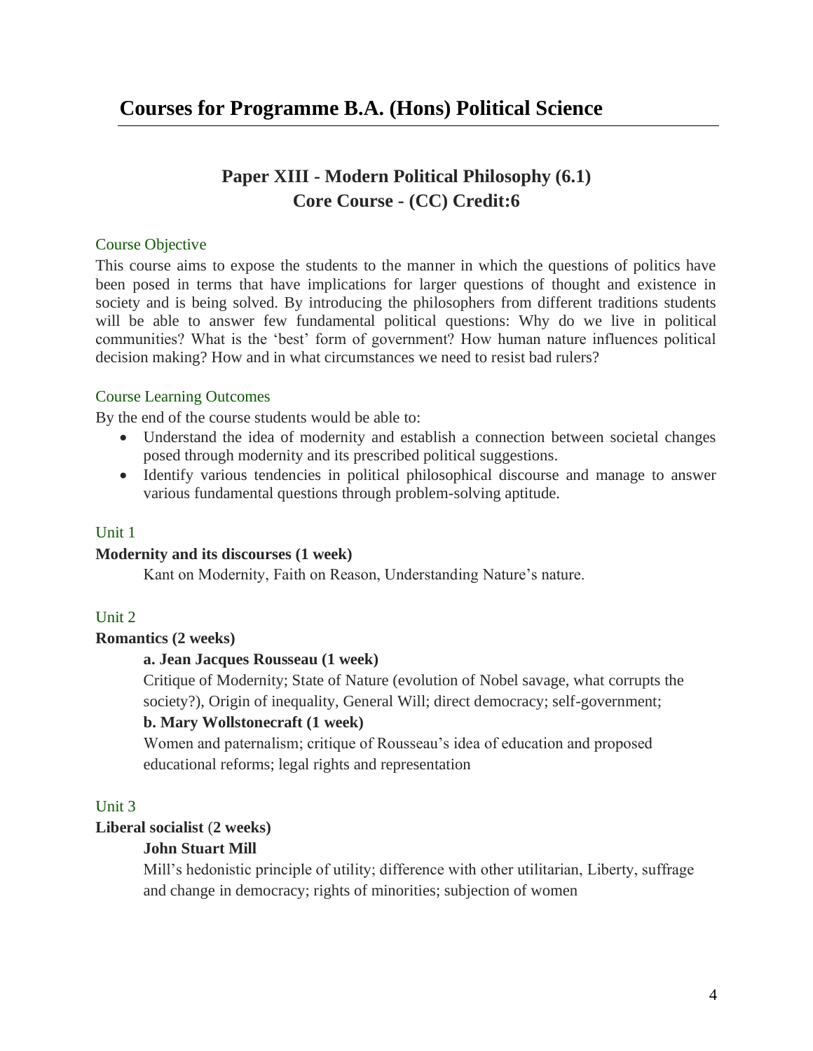# Courses for Programme B.A. (Hons) Political Science

## Paper XIII - Modern Political Philosophy (6.1)
## Core Course - (CC) Credit:6

### Course Objective

This course aims to expose the students to the manner in which the questions of politics have been posed in terms that have implications for larger questions of thought and existence in society and is being solved. By introducing the philosophers from different traditions students will be able to answer few fundamental political questions: Why do we live in political communities? What is the 'best' form of government? How human nature influences political decision making? How and in what circumstances we need to resist bad rulers?

### Course Learning Outcomes

By the end of the course students would be able to:

- Understand the idea of modernity and establish a connection between societal changes posed through modernity and its prescribed political suggestions.
- Identify various tendencies in political philosophical discourse and manage to answer various fundamental questions through problem-solving aptitude.

### Unit 1

**Modernity and its discourses (1 week)**

Kant on Modernity, Faith on Reason, Understanding Nature's nature.

### Unit 2

**Romantics (2 weeks)**

**a. Jean Jacques Rousseau (1 week)**

Critique of Modernity; State of Nature (evolution of Nobel savage, what corrupts the society?), Origin of inequality, General Will; direct democracy; self-government;

**b. Mary Wollstonecraft (1 week)**

Women and paternalism; critique of Rousseau's idea of education and proposed educational reforms; legal rights and representation

### Unit 3

**Liberal socialist** (**2 weeks)**

**John Stuart Mill**

Mill's hedonistic principle of utility; difference with other utilitarian, Liberty, suffrage and change in democracy; rights of minorities; subjection of women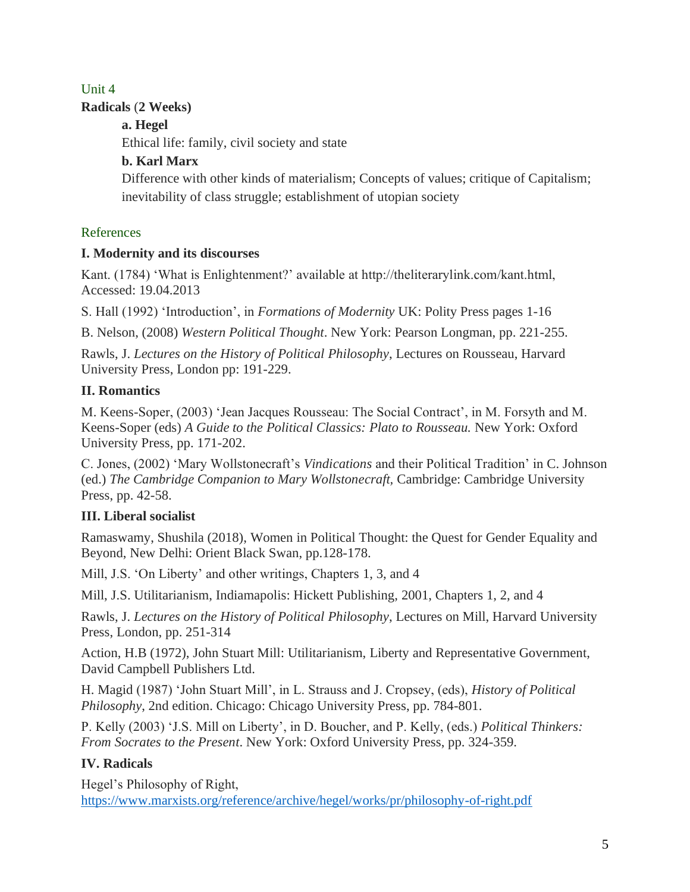## Unit 4

**Radicals (2 Weeks)**

**a. Hegel**

Ethical life: family, civil society and state

**b. Karl Marx**

Difference with other kinds of materialism; Concepts of values; critique of Capitalism; inevitability of class struggle; establishment of utopian society

## References

**I. Modernity and its discourses**

Kant. (1784) 'What is Enlightenment?' available at http://theliterarylink.com/kant.html, Accessed: 19.04.2013

S. Hall (1992) 'Introduction', in *Formations of Modernity* UK: Polity Press pages 1-16

B. Nelson, (2008) *Western Political Thought*. New York: Pearson Longman, pp. 221-255.

Rawls, J. *Lectures on the History of Political Philosophy*, Lectures on Rousseau, Harvard University Press, London pp: 191-229.

**II. Romantics**

M. Keens-Soper, (2003) 'Jean Jacques Rousseau: The Social Contract', in M. Forsyth and M. Keens-Soper (eds) *A Guide to the Political Classics: Plato to Rousseau.* New York: Oxford University Press, pp. 171-202.

C. Jones, (2002) 'Mary Wollstonecraft's *Vindications* and their Political Tradition' in C. Johnson (ed.) *The Cambridge Companion to Mary Wollstonecraft,* Cambridge: Cambridge University Press, pp. 42-58.

**III. Liberal socialist**

Ramaswamy, Shushila (2018), Women in Political Thought: the Quest for Gender Equality and Beyond, New Delhi: Orient Black Swan, pp.128-178.

Mill, J.S. 'On Liberty' and other writings, Chapters 1, 3, and 4

Mill, J.S. Utilitarianism, Indiamapolis: Hickett Publishing, 2001, Chapters 1, 2, and 4

Rawls, J. *Lectures on the History of Political Philosophy*, Lectures on Mill, Harvard University Press, London, pp. 251-314

Action, H.B (1972), John Stuart Mill: Utilitarianism, Liberty and Representative Government, David Campbell Publishers Ltd.

H. Magid (1987) 'John Stuart Mill', in L. Strauss and J. Cropsey, (eds), *History of Political Philosophy*, 2nd edition. Chicago: Chicago University Press, pp. 784-801.

P. Kelly (2003) 'J.S. Mill on Liberty', in D. Boucher, and P. Kelly, (eds.) *Political Thinkers: From Socrates to the Present*. New York: Oxford University Press, pp. 324-359.

**IV. Radicals**

Hegel's Philosophy of Right, https://www.marxists.org/reference/archive/hegel/works/pr/philosophy-of-right.pdf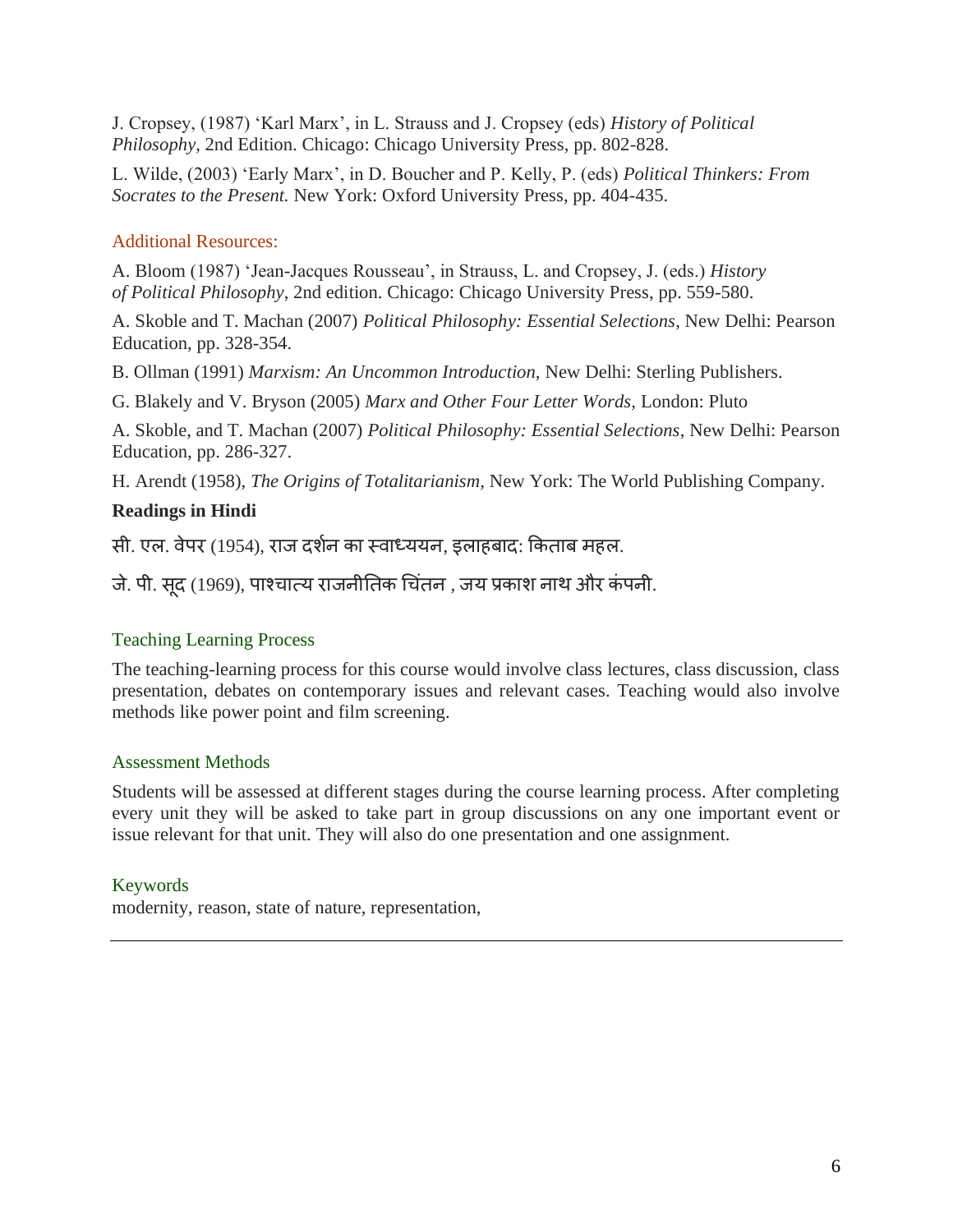J. Cropsey, (1987) 'Karl Marx', in L. Strauss and J. Cropsey (eds) *History of Political Philosophy*, 2nd Edition. Chicago: Chicago University Press, pp. 802-828.

L. Wilde, (2003) 'Early Marx', in D. Boucher and P. Kelly, P. (eds) *Political Thinkers: From Socrates to the Present.* New York: Oxford University Press, pp. 404-435.

## Additional Resources:

A. Bloom (1987) 'Jean-Jacques Rousseau', in Strauss, L. and Cropsey, J. (eds.) *History of Political Philosophy*, 2nd edition. Chicago: Chicago University Press, pp. 559-580.

A. Skoble and T. Machan (2007) *Political Philosophy: Essential Selections*, New Delhi: Pearson Education, pp. 328-354.

B. Ollman (1991) *Marxism: An Uncommon Introduction*, New Delhi: Sterling Publishers.

G. Blakely and V. Bryson (2005) *Marx and Other Four Letter Words*, London: Pluto

A. Skoble, and T. Machan (2007) *Political Philosophy: Essential Selections*, New Delhi: Pearson Education, pp. 286-327.

H. Arendt (1958), *The Origins of Totalitarianism*, New York: The World Publishing Company.

**Readings in Hindi**

सी. एल. वेपर (1954), राज दर्शन का स्वाध्ययन, इलाहबाद: किताब महल.

जे. पी. सूद (1969), पाश्चात्य राजनीतिक चिंतन , जय प्रकाश नाथ और कंपनी.

## Teaching Learning Process

The teaching-learning process for this course would involve class lectures, class discussion, class presentation, debates on contemporary issues and relevant cases. Teaching would also involve methods like power point and film screening.

## Assessment Methods

Students will be assessed at different stages during the course learning process. After completing every unit they will be asked to take part in group discussions on any one important event or issue relevant for that unit. They will also do one presentation and one assignment.

## Keywords

modernity, reason, state of nature, representation,

---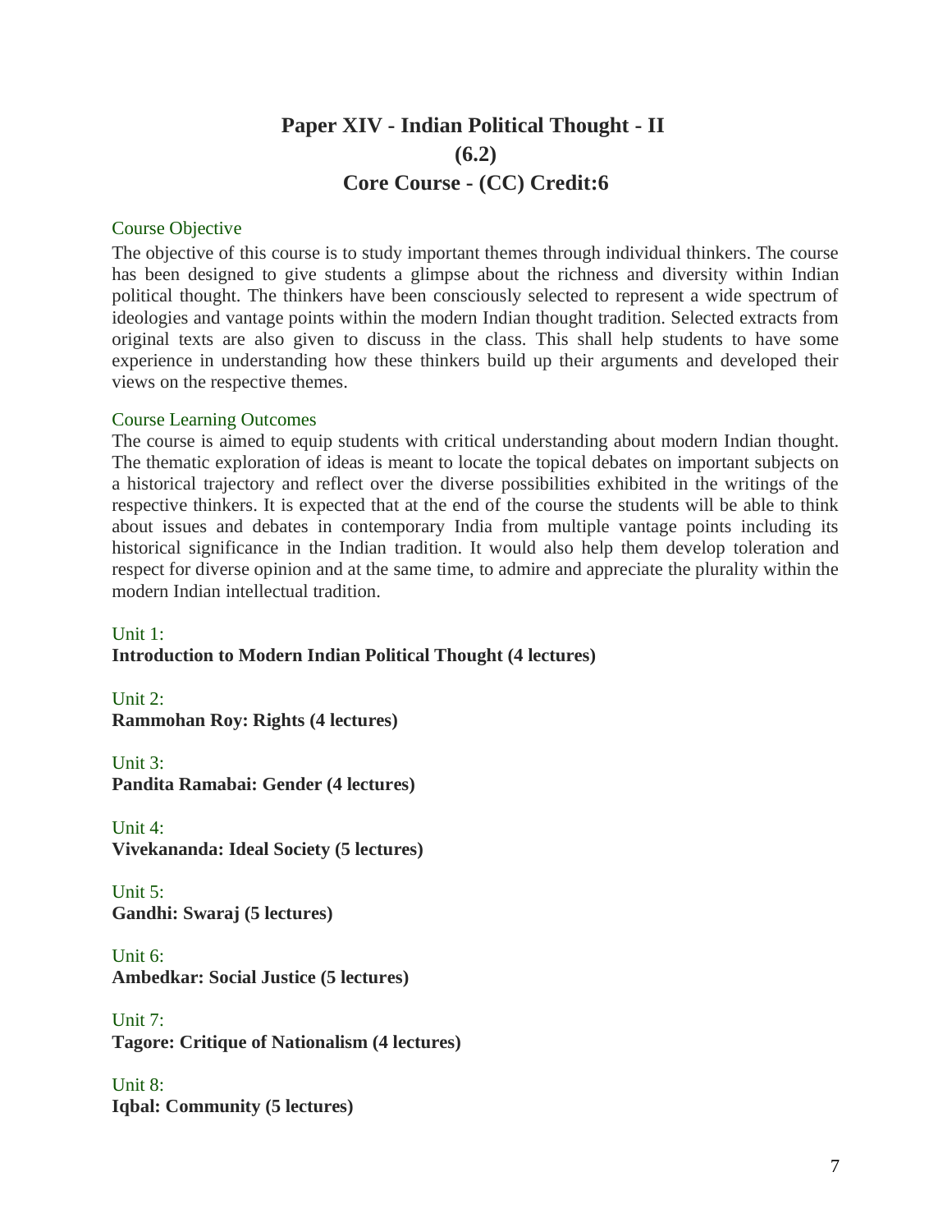# Paper XIV - Indian Political Thought - II

## (6.2)

## Core Course - (CC) Credit:6

### Course Objective

The objective of this course is to study important themes through individual thinkers. The course has been designed to give students a glimpse about the richness and diversity within Indian political thought. The thinkers have been consciously selected to represent a wide spectrum of ideologies and vantage points within the modern Indian thought tradition. Selected extracts from original texts are also given to discuss in the class. This shall help students to have some experience in understanding how these thinkers build up their arguments and developed their views on the respective themes.

### Course Learning Outcomes

The course is aimed to equip students with critical understanding about modern Indian thought. The thematic exploration of ideas is meant to locate the topical debates on important subjects on a historical trajectory and reflect over the diverse possibilities exhibited in the writings of the respective thinkers. It is expected that at the end of the course the students will be able to think about issues and debates in contemporary India from multiple vantage points including its historical significance in the Indian tradition. It would also help them develop toleration and respect for diverse opinion and at the same time, to admire and appreciate the plurality within the modern Indian intellectual tradition.

Unit 1:
**Introduction to Modern Indian Political Thought (4 lectures)**

Unit 2:
**Rammohan Roy: Rights (4 lectures)**

Unit 3:
**Pandita Ramabai: Gender (4 lectures)**

Unit 4:
**Vivekananda: Ideal Society (5 lectures)**

Unit 5:
**Gandhi: Swaraj (5 lectures)**

Unit 6:
**Ambedkar: Social Justice (5 lectures)**

Unit 7:
**Tagore: Critique of Nationalism (4 lectures)**

Unit 8:
**Iqbal: Community (5 lectures)**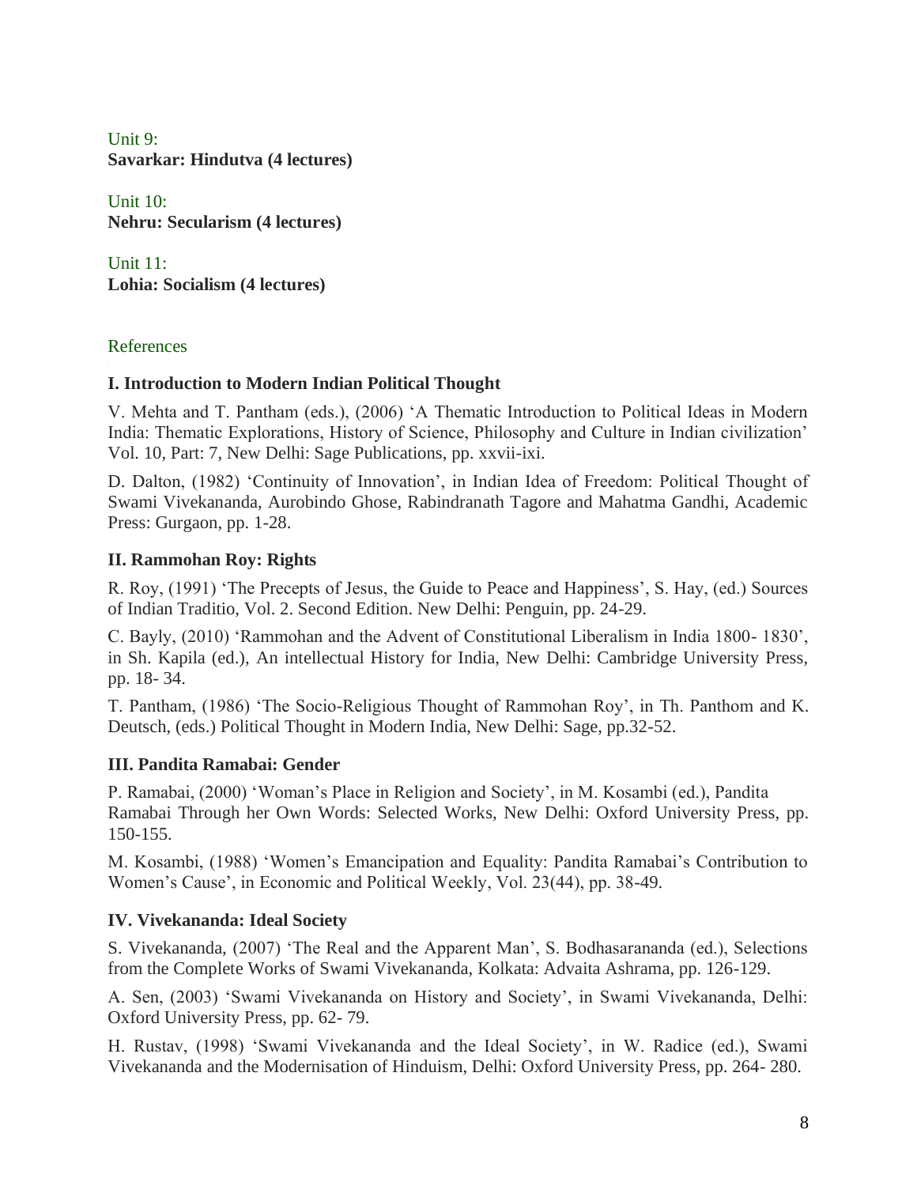Unit 9:
**Savarkar: Hindutva (4 lectures)**

Unit 10:
**Nehru: Secularism (4 lectures)**

Unit 11:
**Lohia: Socialism (4 lectures)**

## References

### I. Introduction to Modern Indian Political Thought

V. Mehta and T. Pantham (eds.), (2006) 'A Thematic Introduction to Political Ideas in Modern India: Thematic Explorations, History of Science, Philosophy and Culture in Indian civilization' Vol. 10, Part: 7, New Delhi: Sage Publications, pp. xxvii-ixi.

D. Dalton, (1982) 'Continuity of Innovation', in Indian Idea of Freedom: Political Thought of Swami Vivekananda, Aurobindo Ghose, Rabindranath Tagore and Mahatma Gandhi, Academic Press: Gurgaon, pp. 1-28.

### II. Rammohan Roy: Rights

R. Roy, (1991) 'The Precepts of Jesus, the Guide to Peace and Happiness', S. Hay, (ed.) Sources of Indian Traditio, Vol. 2. Second Edition. New Delhi: Penguin, pp. 24-29.

C. Bayly, (2010) 'Rammohan and the Advent of Constitutional Liberalism in India 1800- 1830', in Sh. Kapila (ed.), An intellectual History for India, New Delhi: Cambridge University Press, pp. 18- 34.

T. Pantham, (1986) 'The Socio-Religious Thought of Rammohan Roy', in Th. Panthom and K. Deutsch, (eds.) Political Thought in Modern India, New Delhi: Sage, pp.32-52.

### III. Pandita Ramabai: Gender

P. Ramabai, (2000) 'Woman's Place in Religion and Society', in M. Kosambi (ed.), Pandita Ramabai Through her Own Words: Selected Works, New Delhi: Oxford University Press, pp. 150-155.

M. Kosambi, (1988) 'Women's Emancipation and Equality: Pandita Ramabai's Contribution to Women's Cause', in Economic and Political Weekly, Vol. 23(44), pp. 38-49.

### IV. Vivekananda: Ideal Society

S. Vivekananda, (2007) 'The Real and the Apparent Man', S. Bodhasarananda (ed.), Selections from the Complete Works of Swami Vivekananda, Kolkata: Advaita Ashrama, pp. 126-129.

A. Sen, (2003) 'Swami Vivekananda on History and Society', in Swami Vivekananda, Delhi: Oxford University Press, pp. 62- 79.

H. Rustav, (1998) 'Swami Vivekananda and the Ideal Society', in W. Radice (ed.), Swami Vivekananda and the Modernisation of Hinduism, Delhi: Oxford University Press, pp. 264- 280.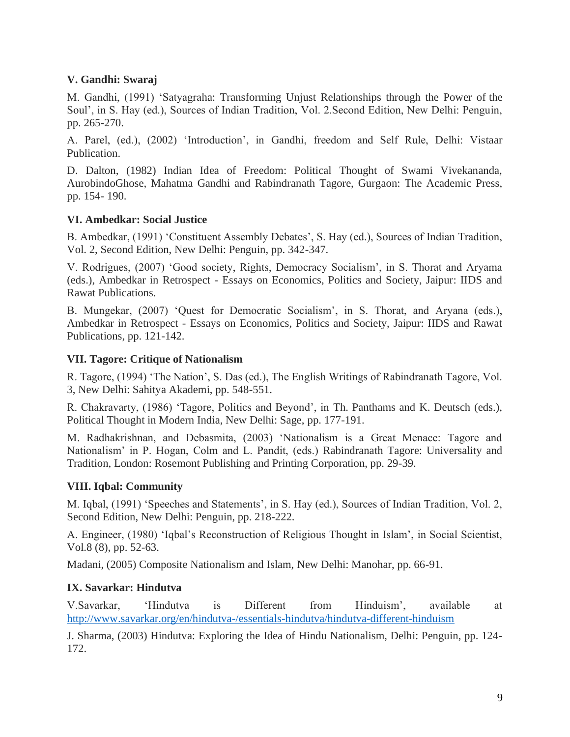### V. Gandhi: Swaraj

M. Gandhi, (1991) 'Satyagraha: Transforming Unjust Relationships through the Power of the Soul', in S. Hay (ed.), Sources of Indian Tradition, Vol. 2.Second Edition, New Delhi: Penguin, pp. 265-270.

A. Parel, (ed.), (2002) 'Introduction', in Gandhi, freedom and Self Rule, Delhi: Vistaar Publication.

D. Dalton, (1982) Indian Idea of Freedom: Political Thought of Swami Vivekananda, AurobindoGhose, Mahatma Gandhi and Rabindranath Tagore, Gurgaon: The Academic Press, pp. 154- 190.

### VI. Ambedkar: Social Justice

B. Ambedkar, (1991) 'Constituent Assembly Debates', S. Hay (ed.), Sources of Indian Tradition, Vol. 2, Second Edition, New Delhi: Penguin, pp. 342-347.

V. Rodrigues, (2007) 'Good society, Rights, Democracy Socialism', in S. Thorat and Aryama (eds.), Ambedkar in Retrospect - Essays on Economics, Politics and Society, Jaipur: IIDS and Rawat Publications.

B. Mungekar, (2007) 'Quest for Democratic Socialism', in S. Thorat, and Aryana (eds.), Ambedkar in Retrospect - Essays on Economics, Politics and Society, Jaipur: IIDS and Rawat Publications, pp. 121-142.

### VII. Tagore: Critique of Nationalism

R. Tagore, (1994) 'The Nation', S. Das (ed.), The English Writings of Rabindranath Tagore, Vol. 3, New Delhi: Sahitya Akademi, pp. 548-551.

R. Chakravarty, (1986) 'Tagore, Politics and Beyond', in Th. Panthams and K. Deutsch (eds.), Political Thought in Modern India, New Delhi: Sage, pp. 177-191.

M. Radhakrishnan, and Debasmita, (2003) 'Nationalism is a Great Menace: Tagore and Nationalism' in P. Hogan, Colm and L. Pandit, (eds.) Rabindranath Tagore: Universality and Tradition, London: Rosemont Publishing and Printing Corporation, pp. 29-39.

### VIII. Iqbal: Community

M. Iqbal, (1991) 'Speeches and Statements', in S. Hay (ed.), Sources of Indian Tradition, Vol. 2, Second Edition, New Delhi: Penguin, pp. 218-222.

A. Engineer, (1980) 'Iqbal's Reconstruction of Religious Thought in Islam', in Social Scientist, Vol.8 (8), pp. 52-63.

Madani, (2005) Composite Nationalism and Islam, New Delhi: Manohar, pp. 66-91.

### IX. Savarkar: Hindutva

V.Savarkar, 'Hindutva is Different from Hinduism', available at http://www.savarkar.org/en/hindutva-/essentials-hindutva/hindutva-different-hinduism

J. Sharma, (2003) Hindutva: Exploring the Idea of Hindu Nationalism, Delhi: Penguin, pp. 124-172.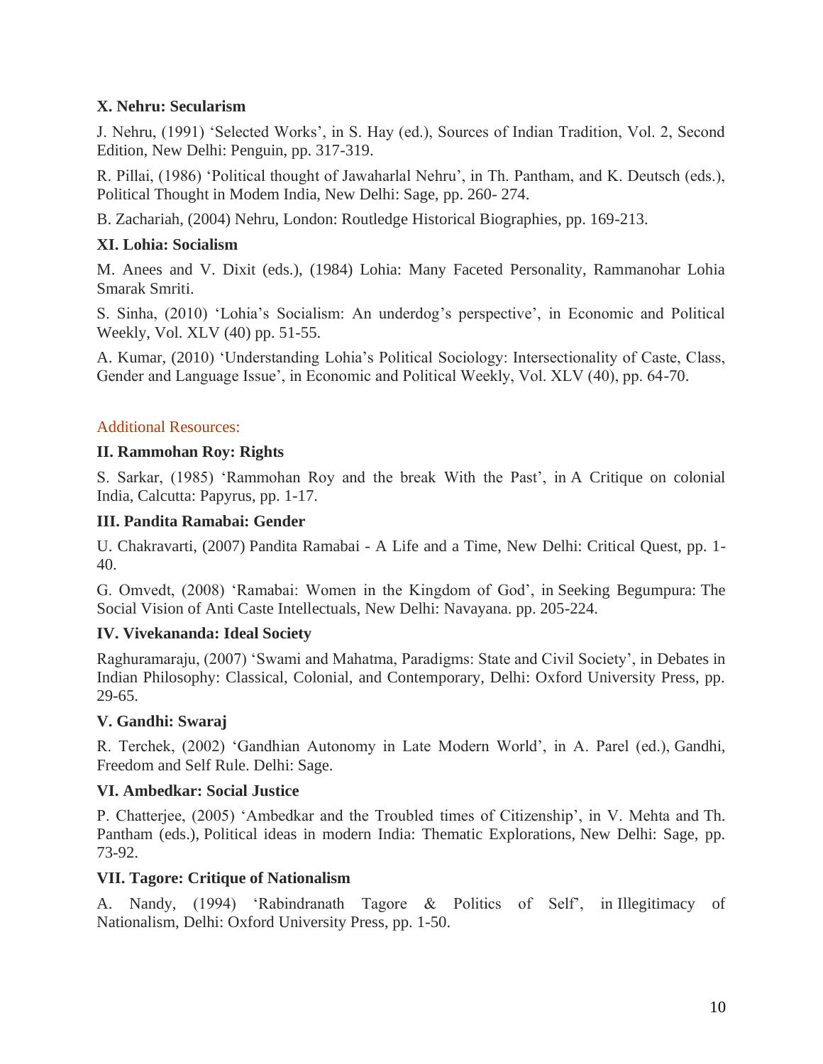**X. Nehru: Secularism**

J. Nehru, (1991) 'Selected Works', in S. Hay (ed.), Sources of Indian Tradition, Vol. 2, Second Edition, New Delhi: Penguin, pp. 317-319.

R. Pillai, (1986) 'Political thought of Jawaharlal Nehru', in Th. Pantham, and K. Deutsch (eds.), Political Thought in Modem India, New Delhi: Sage, pp. 260- 274.

B. Zachariah, (2004) Nehru, London: Routledge Historical Biographies, pp. 169-213.

**XI. Lohia: Socialism**

M. Anees and V. Dixit (eds.), (1984) Lohia: Many Faceted Personality, Rammanohar Lohia Smarak Smriti.

S. Sinha, (2010) 'Lohia's Socialism: An underdog's perspective', in Economic and Political Weekly, Vol. XLV (40) pp. 51-55.

A. Kumar, (2010) 'Understanding Lohia's Political Sociology: Intersectionality of Caste, Class, Gender and Language Issue', in Economic and Political Weekly, Vol. XLV (40), pp. 64-70.

Additional Resources:

**II. Rammohan Roy: Rights**

S. Sarkar, (1985) 'Rammohan Roy and the break With the Past', in A Critique on colonial India, Calcutta: Papyrus, pp. 1-17.

**III. Pandita Ramabai: Gender**

U. Chakravarti, (2007) Pandita Ramabai - A Life and a Time, New Delhi: Critical Quest, pp. 1-40.

G. Omvedt, (2008) 'Ramabai: Women in the Kingdom of God', in Seeking Begumpura: The Social Vision of Anti Caste Intellectuals, New Delhi: Navayana. pp. 205-224.

**IV. Vivekananda: Ideal Society**

Raghuramaraju, (2007) 'Swami and Mahatma, Paradigms: State and Civil Society', in Debates in Indian Philosophy: Classical, Colonial, and Contemporary, Delhi: Oxford University Press, pp. 29-65.

**V. Gandhi: Swaraj**

R. Terchek, (2002) 'Gandhian Autonomy in Late Modern World', in A. Parel (ed.), Gandhi, Freedom and Self Rule. Delhi: Sage.

**VI. Ambedkar: Social Justice**

P. Chatterjee, (2005) 'Ambedkar and the Troubled times of Citizenship', in V. Mehta and Th. Pantham (eds.), Political ideas in modern India: Thematic Explorations, New Delhi: Sage, pp. 73-92.

**VII. Tagore: Critique of Nationalism**

A. Nandy, (1994) 'Rabindranath Tagore & Politics of Self', in Illegitimacy of Nationalism, Delhi: Oxford University Press, pp. 1-50.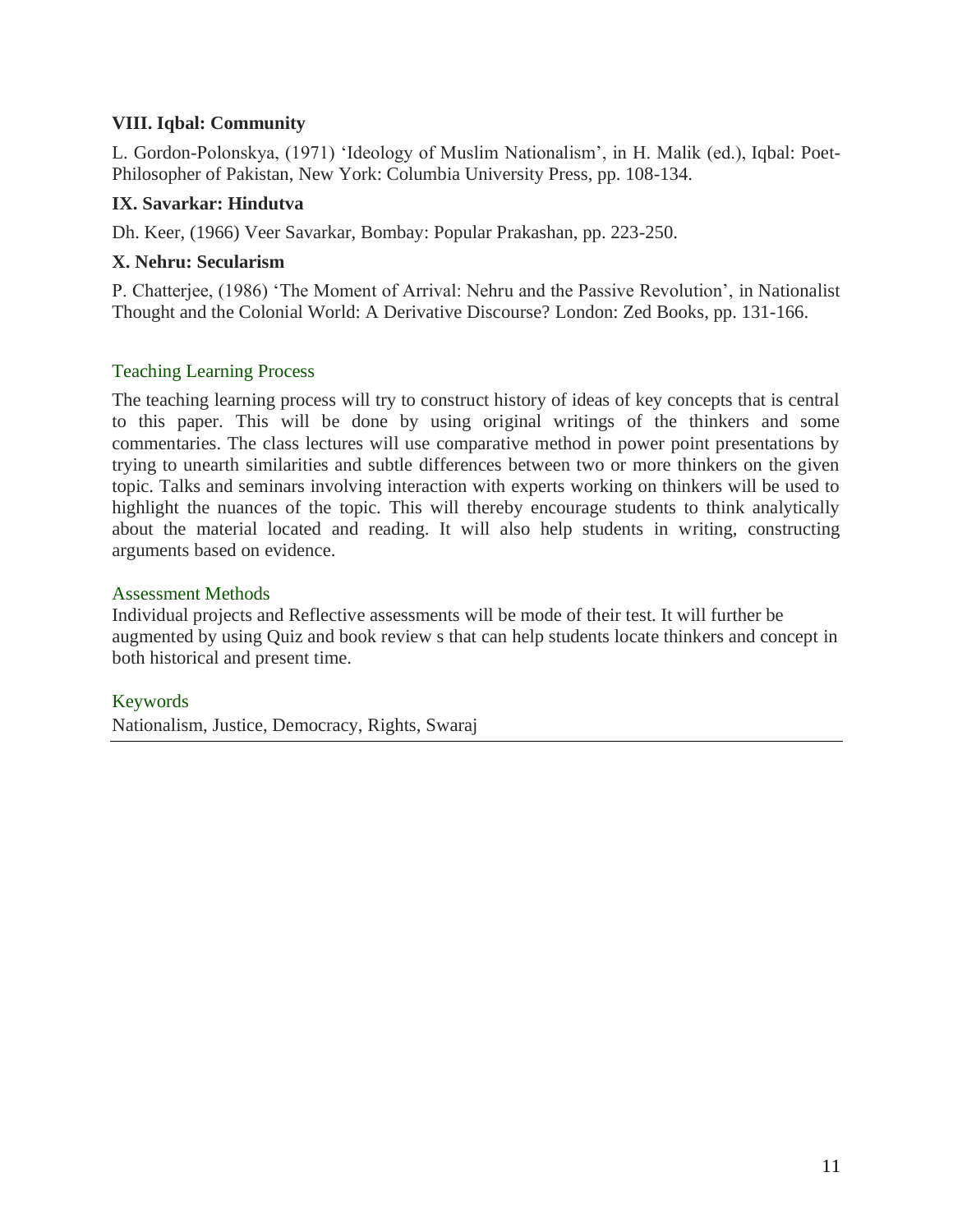**VIII. Iqbal: Community**

L. Gordon-Polonskya, (1971) 'Ideology of Muslim Nationalism', in H. Malik (ed.), Iqbal: Poet-Philosopher of Pakistan, New York: Columbia University Press, pp. 108-134.

**IX. Savarkar: Hindutva**

Dh. Keer, (1966) Veer Savarkar, Bombay: Popular Prakashan, pp. 223-250.

**X. Nehru: Secularism**

P. Chatterjee, (1986) 'The Moment of Arrival: Nehru and the Passive Revolution', in Nationalist Thought and the Colonial World: A Derivative Discourse? London: Zed Books, pp. 131-166.

## Teaching Learning Process

The teaching learning process will try to construct history of ideas of key concepts that is central to this paper. This will be done by using original writings of the thinkers and some commentaries. The class lectures will use comparative method in power point presentations by trying to unearth similarities and subtle differences between two or more thinkers on the given topic. Talks and seminars involving interaction with experts working on thinkers will be used to highlight the nuances of the topic. This will thereby encourage students to think analytically about the material located and reading. It will also help students in writing, constructing arguments based on evidence.

## Assessment Methods

Individual projects and Reflective assessments will be mode of their test. It will further be augmented by using Quiz and book review s that can help students locate thinkers and concept in both historical and present time.

## Keywords

Nationalism, Justice, Democracy, Rights, Swaraj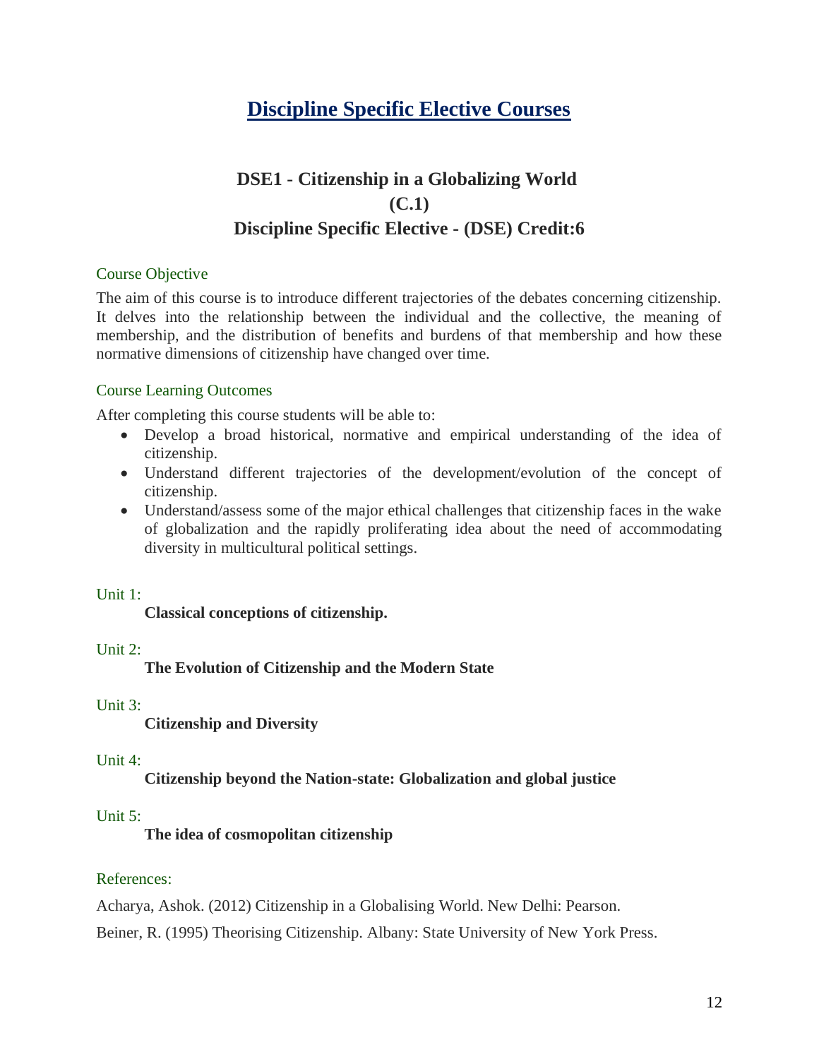# Discipline Specific Elective Courses

## DSE1 - Citizenship in a Globalizing World
## (C.1)
## Discipline Specific Elective - (DSE) Credit:6

### Course Objective

The aim of this course is to introduce different trajectories of the debates concerning citizenship. It delves into the relationship between the individual and the collective, the meaning of membership, and the distribution of benefits and burdens of that membership and how these normative dimensions of citizenship have changed over time.

### Course Learning Outcomes

After completing this course students will be able to:

- Develop a broad historical, normative and empirical understanding of the idea of citizenship.
- Understand different trajectories of the development/evolution of the concept of citizenship.
- Understand/assess some of the major ethical challenges that citizenship faces in the wake of globalization and the rapidly proliferating idea about the need of accommodating diversity in multicultural political settings.

### Unit 1:

**Classical conceptions of citizenship.**

### Unit 2:

**The Evolution of Citizenship and the Modern State**

### Unit 3:

**Citizenship and Diversity**

### Unit 4:

**Citizenship beyond the Nation-state: Globalization and global justice**

### Unit 5:

**The idea of cosmopolitan citizenship**

### References:

Acharya, Ashok. (2012) Citizenship in a Globalising World. New Delhi: Pearson.

Beiner, R. (1995) Theorising Citizenship. Albany: State University of New York Press.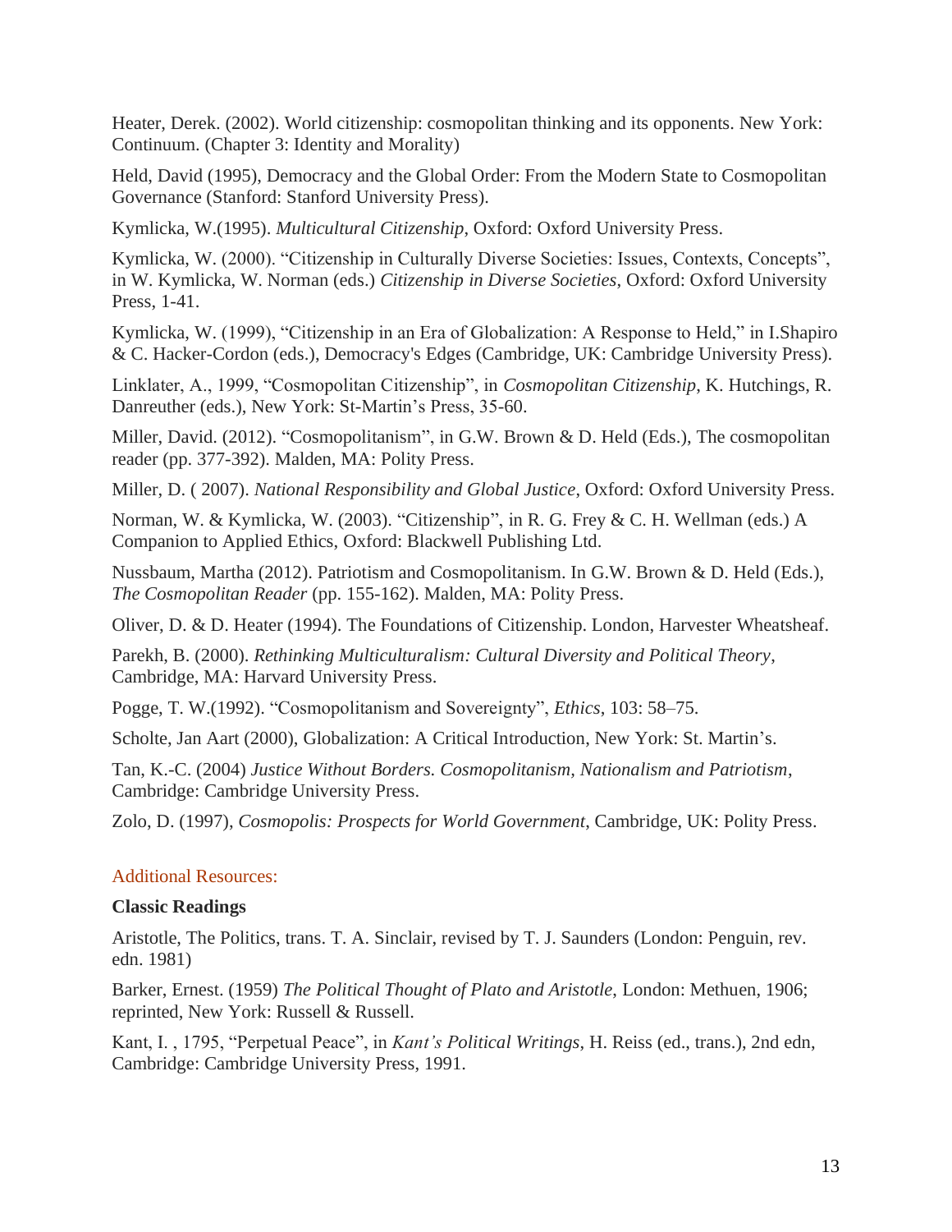Heater, Derek. (2002). World citizenship: cosmopolitan thinking and its opponents. New York: Continuum. (Chapter 3: Identity and Morality)

Held, David (1995), Democracy and the Global Order: From the Modern State to Cosmopolitan Governance (Stanford: Stanford University Press).

Kymlicka, W.(1995). *Multicultural Citizenship*, Oxford: Oxford University Press.

Kymlicka, W. (2000). "Citizenship in Culturally Diverse Societies: Issues, Contexts, Concepts", in W. Kymlicka, W. Norman (eds.) *Citizenship in Diverse Societies*, Oxford: Oxford University Press, 1-41.

Kymlicka, W. (1999), "Citizenship in an Era of Globalization: A Response to Held," in I.Shapiro & C. Hacker-Cordon (eds.), Democracy's Edges (Cambridge, UK: Cambridge University Press).

Linklater, A., 1999, "Cosmopolitan Citizenship", in *Cosmopolitan Citizenship*, K. Hutchings, R. Danreuther (eds.), New York: St-Martin's Press, 35-60.

Miller, David. (2012). "Cosmopolitanism", in G.W. Brown & D. Held (Eds.), The cosmopolitan reader (pp. 377-392). Malden, MA: Polity Press.

Miller, D. ( 2007). *National Responsibility and Global Justice*, Oxford: Oxford University Press.

Norman, W. & Kymlicka, W. (2003). "Citizenship", in R. G. Frey & C. H. Wellman (eds.) A Companion to Applied Ethics, Oxford: Blackwell Publishing Ltd.

Nussbaum, Martha (2012). Patriotism and Cosmopolitanism. In G.W. Brown & D. Held (Eds.), *The Cosmopolitan Reader* (pp. 155-162). Malden, MA: Polity Press.

Oliver, D. & D. Heater (1994). The Foundations of Citizenship. London, Harvester Wheatsheaf.

Parekh, B. (2000). *Rethinking Multiculturalism: Cultural Diversity and Political Theory*, Cambridge, MA: Harvard University Press.

Pogge, T. W.(1992). "Cosmopolitanism and Sovereignty", *Ethics*, 103: 58–75.

Scholte, Jan Aart (2000), Globalization: A Critical Introduction, New York: St. Martin's.

Tan, K.-C. (2004) *Justice Without Borders. Cosmopolitanism, Nationalism and Patriotism*, Cambridge: Cambridge University Press.

Zolo, D. (1997), *Cosmopolis: Prospects for World Government*, Cambridge, UK: Polity Press.

## Additional Resources:

**Classic Readings**

Aristotle, The Politics, trans. T. A. Sinclair, revised by T. J. Saunders (London: Penguin, rev. edn. 1981)

Barker, Ernest. (1959) *The Political Thought of Plato and Aristotle*, London: Methuen, 1906; reprinted, New York: Russell & Russell.

Kant, I. , 1795, "Perpetual Peace", in *Kant's Political Writings*, H. Reiss (ed., trans.), 2nd edn, Cambridge: Cambridge University Press, 1991.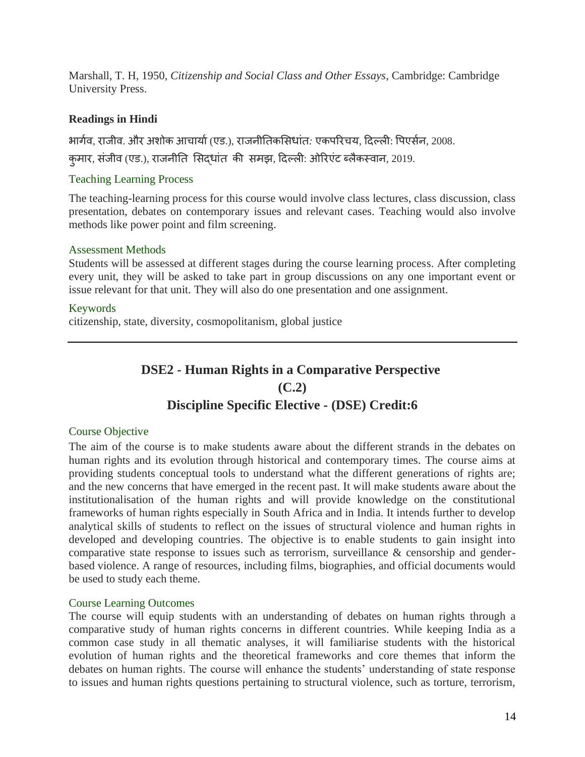Marshall, T. H, 1950, *Citizenship and Social Class and Other Essays*, Cambridge: Cambridge University Press.

**Readings in Hindi**

भार्गव, राजीव. और अशोक आचार्या (एड.), राजनीतिकसिधांत: एकपरिचय, दिल्ली: पिएर्सन, 2008.

कुमार, संजीव (एड.), राजनीति सिद्धांत की समझ, दिल्ली: ओरिएंट ब्लैकस्वान, 2019.

### Teaching Learning Process

The teaching-learning process for this course would involve class lectures, class discussion, class presentation, debates on contemporary issues and relevant cases. Teaching would also involve methods like power point and film screening.

### Assessment Methods

Students will be assessed at different stages during the course learning process. After completing every unit, they will be asked to take part in group discussions on any one important event or issue relevant for that unit. They will also do one presentation and one assignment.

### Keywords

citizenship, state, diversity, cosmopolitanism, global justice

---

## DSE2 - Human Rights in a Comparative Perspective
## (C.2)
## Discipline Specific Elective - (DSE) Credit:6

### Course Objective

The aim of the course is to make students aware about the different strands in the debates on human rights and its evolution through historical and contemporary times. The course aims at providing students conceptual tools to understand what the different generations of rights are; and the new concerns that have emerged in the recent past. It will make students aware about the institutionalisation of the human rights and will provide knowledge on the constitutional frameworks of human rights especially in South Africa and in India. It intends further to develop analytical skills of students to reflect on the issues of structural violence and human rights in developed and developing countries. The objective is to enable students to gain insight into comparative state response to issues such as terrorism, surveillance & censorship and gender-based violence. A range of resources, including films, biographies, and official documents would be used to study each theme.

### Course Learning Outcomes

The course will equip students with an understanding of debates on human rights through a comparative study of human rights concerns in different countries. While keeping India as a common case study in all thematic analyses, it will familiarise students with the historical evolution of human rights and the theoretical frameworks and core themes that inform the debates on human rights. The course will enhance the students' understanding of state response to issues and human rights questions pertaining to structural violence, such as torture, terrorism,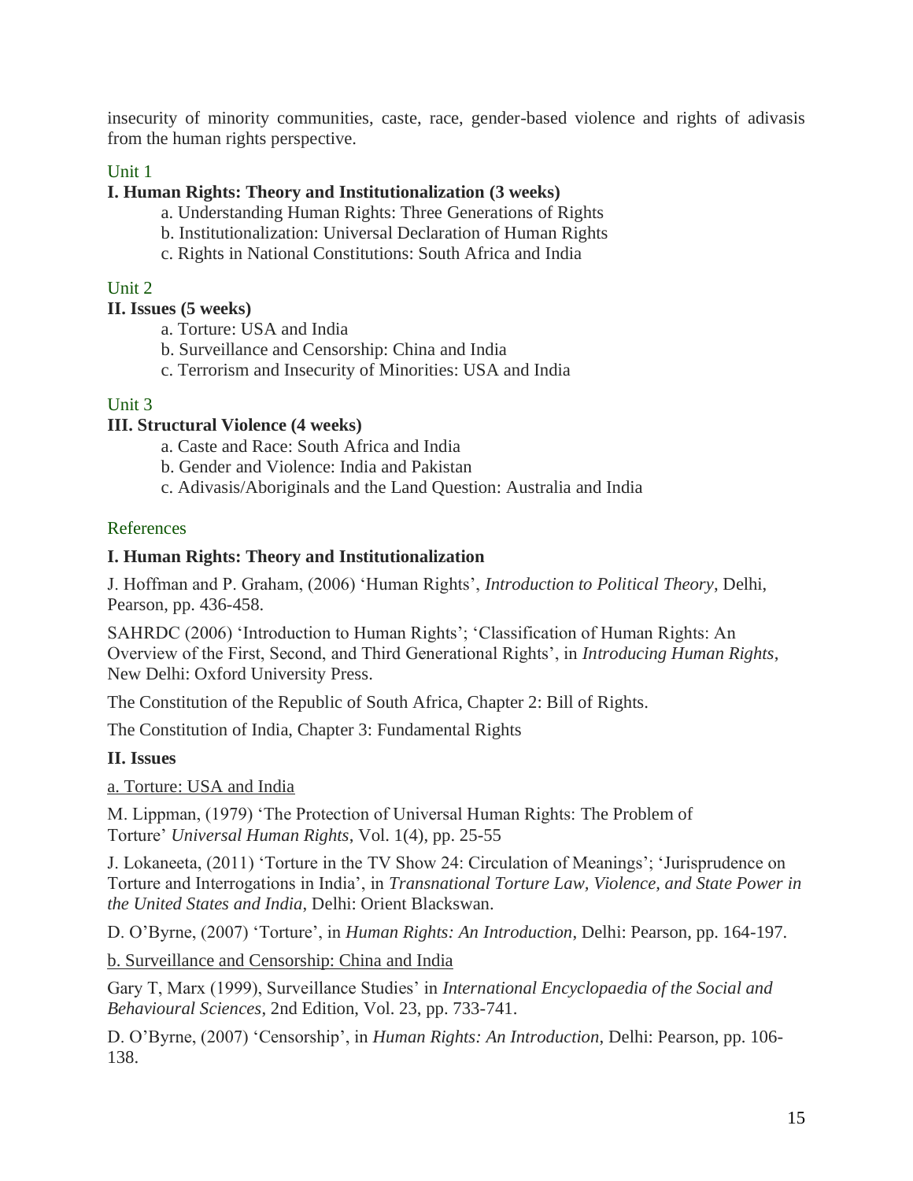insecurity of minority communities, caste, race, gender-based violence and rights of adivasis from the human rights perspective.

Unit 1

**I. Human Rights: Theory and Institutionalization (3 weeks)**

a. Understanding Human Rights: Three Generations of Rights
b. Institutionalization: Universal Declaration of Human Rights
c. Rights in National Constitutions: South Africa and India

Unit 2

**II. Issues (5 weeks)**

a. Torture: USA and India
b. Surveillance and Censorship: China and India
c. Terrorism and Insecurity of Minorities: USA and India

Unit 3

**III. Structural Violence (4 weeks)**

a. Caste and Race: South Africa and India
b. Gender and Violence: India and Pakistan
c. Adivasis/Aboriginals and the Land Question: Australia and India

References

**I. Human Rights: Theory and Institutionalization**

J. Hoffman and P. Graham, (2006) 'Human Rights', *Introduction to Political Theory*, Delhi, Pearson, pp. 436-458.

SAHRDC (2006) 'Introduction to Human Rights'; 'Classification of Human Rights: An Overview of the First, Second, and Third Generational Rights', in *Introducing Human Rights*, New Delhi: Oxford University Press.

The Constitution of the Republic of South Africa, Chapter 2: Bill of Rights.

The Constitution of India, Chapter 3: Fundamental Rights

**II. Issues**

a. Torture: USA and India

M. Lippman, (1979) 'The Protection of Universal Human Rights: The Problem of Torture' *Universal Human Rights*, Vol. 1(4), pp. 25-55

J. Lokaneeta, (2011) 'Torture in the TV Show 24: Circulation of Meanings'; 'Jurisprudence on Torture and Interrogations in India', in *Transnational Torture Law, Violence, and State Power in the United States and India*, Delhi: Orient Blackswan.

D. O'Byrne, (2007) 'Torture', in *Human Rights: An Introduction*, Delhi: Pearson, pp. 164-197.

b. Surveillance and Censorship: China and India

Gary T, Marx (1999), Surveillance Studies' in *International Encyclopaedia of the Social and Behavioural Sciences*, 2nd Edition, Vol. 23, pp. 733-741.

D. O'Byrne, (2007) 'Censorship', in *Human Rights: An Introduction*, Delhi: Pearson, pp. 106-138.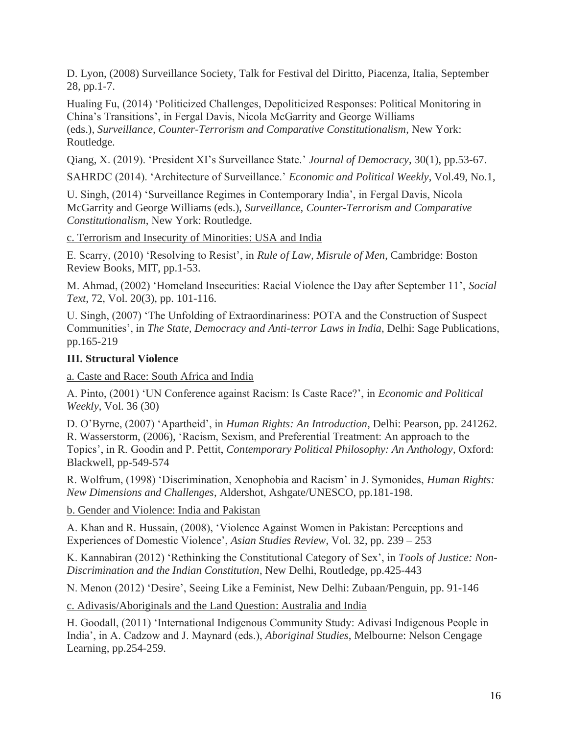D. Lyon, (2008) Surveillance Society, Talk for Festival del Diritto, Piacenza, Italia, September 28, pp.1-7.

Hualing Fu, (2014) 'Politicized Challenges, Depoliticized Responses: Political Monitoring in China's Transitions', in Fergal Davis, Nicola McGarrity and George Williams (eds.), *Surveillance, Counter-Terrorism and Comparative Constitutionalism*, New York: Routledge.

Qiang, X. (2019). 'President XI's Surveillance State.' *Journal of Democracy*, 30(1), pp.53-67.

SAHRDC (2014). 'Architecture of Surveillance.' *Economic and Political Weekly*, Vol.49, No.1,

U. Singh, (2014) 'Surveillance Regimes in Contemporary India', in Fergal Davis, Nicola McGarrity and George Williams (eds.), *Surveillance, Counter-Terrorism and Comparative Constitutionalism*, New York: Routledge.

<u>c. Terrorism and Insecurity of Minorities: USA and India</u>

E. Scarry, (2010) 'Resolving to Resist', in *Rule of Law, Misrule of Men*, Cambridge: Boston Review Books, MIT, pp.1-53.

M. Ahmad, (2002) 'Homeland Insecurities: Racial Violence the Day after September 11', *Social Text*, 72, Vol. 20(3), pp. 101-116.

U. Singh, (2007) 'The Unfolding of Extraordinariness: POTA and the Construction of Suspect Communities', in *The State, Democracy and Anti-terror Laws in India*, Delhi: Sage Publications, pp.165-219

**III. Structural Violence**

<u>a. Caste and Race: South Africa and India</u>

A. Pinto, (2001) 'UN Conference against Racism: Is Caste Race?', in *Economic and Political Weekly*, Vol. 36 (30)

D. O'Byrne, (2007) 'Apartheid', in *Human Rights: An Introduction*, Delhi: Pearson, pp. 241262.
R. Wasserstorm, (2006), 'Racism, Sexism, and Preferential Treatment: An approach to the Topics', in R. Goodin and P. Pettit, *Contemporary Political Philosophy: An Anthology*, Oxford: Blackwell, pp-549-574

R. Wolfrum, (1998) 'Discrimination, Xenophobia and Racism' in J. Symonides, *Human Rights: New Dimensions and Challenges*, Aldershot, Ashgate/UNESCO, pp.181-198.

<u>b. Gender and Violence: India and Pakistan</u>

A. Khan and R. Hussain, (2008), 'Violence Against Women in Pakistan: Perceptions and Experiences of Domestic Violence', *Asian Studies Review*, Vol. 32, pp. 239 – 253

K. Kannabiran (2012) 'Rethinking the Constitutional Category of Sex', in *Tools of Justice: Non-Discrimination and the Indian Constitution*, New Delhi, Routledge, pp.425-443

N. Menon (2012) 'Desire', Seeing Like a Feminist, New Delhi: Zubaan/Penguin, pp. 91-146

<u>c. Adivasis/Aboriginals and the Land Question: Australia and India</u>

H. Goodall, (2011) 'International Indigenous Community Study: Adivasi Indigenous People in India', in A. Cadzow and J. Maynard (eds.), *Aboriginal Studies*, Melbourne: Nelson Cengage Learning, pp.254-259.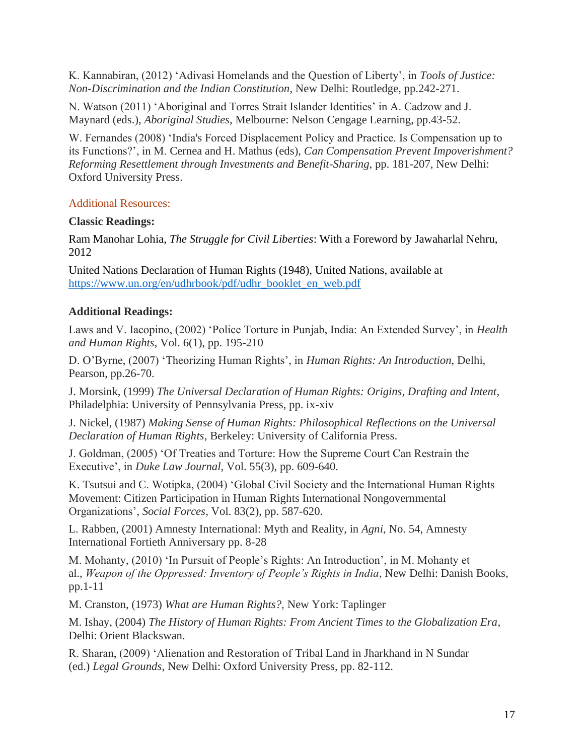K. Kannabiran, (2012) 'Adivasi Homelands and the Question of Liberty', in *Tools of Justice: Non-Discrimination and the Indian Constitution*, New Delhi: Routledge, pp.242-271.

N. Watson (2011) 'Aboriginal and Torres Strait Islander Identities' in A. Cadzow and J. Maynard (eds.), *Aboriginal Studies*, Melbourne: Nelson Cengage Learning, pp.43-52.

W. Fernandes (2008) 'India's Forced Displacement Policy and Practice. Is Compensation up to its Functions?', in M. Cernea and H. Mathus (eds), *Can Compensation Prevent Impoverishment? Reforming Resettlement through Investments and Benefit-Sharing*, pp. 181-207, New Delhi: Oxford University Press.

Additional Resources:

**Classic Readings:**

Ram Manohar Lohia, *The Struggle for Civil Liberties*: With a Foreword by Jawaharlal Nehru, 2012

United Nations Declaration of Human Rights (1948), United Nations, available at https://www.un.org/en/udhrbook/pdf/udhr_booklet_en_web.pdf

**Additional Readings:**

Laws and V. Iacopino, (2002) 'Police Torture in Punjab, India: An Extended Survey', in *Health and Human Rights*, Vol. 6(1), pp. 195-210

D. O'Byrne, (2007) 'Theorizing Human Rights', in *Human Rights: An Introduction*, Delhi, Pearson, pp.26-70.

J. Morsink, (1999) *The Universal Declaration of Human Rights: Origins, Drafting and Intent*, Philadelphia: University of Pennsylvania Press, pp. ix-xiv

J. Nickel, (1987) *Making Sense of Human Rights: Philosophical Reflections on the Universal Declaration of Human Rights*, Berkeley: University of California Press.

J. Goldman, (2005) 'Of Treaties and Torture: How the Supreme Court Can Restrain the Executive', in *Duke Law Journal*, Vol. 55(3), pp. 609-640.

K. Tsutsui and C. Wotipka, (2004) 'Global Civil Society and the International Human Rights Movement: Citizen Participation in Human Rights International Nongovernmental Organizations', *Social Forces*, Vol. 83(2), pp. 587-620.

L. Rabben, (2001) Amnesty International: Myth and Reality, in *Agni*, No. 54, Amnesty International Fortieth Anniversary pp. 8-28

M. Mohanty, (2010) 'In Pursuit of People's Rights: An Introduction', in M. Mohanty et al., *Weapon of the Oppressed: Inventory of People's Rights in India*, New Delhi: Danish Books, pp.1-11

M. Cranston, (1973) *What are Human Rights?*, New York: Taplinger

M. Ishay, (2004) *The History of Human Rights: From Ancient Times to the Globalization Era*, Delhi: Orient Blackswan.

R. Sharan, (2009) 'Alienation and Restoration of Tribal Land in Jharkhand in N Sundar (ed.) *Legal Grounds*, New Delhi: Oxford University Press, pp. 82-112.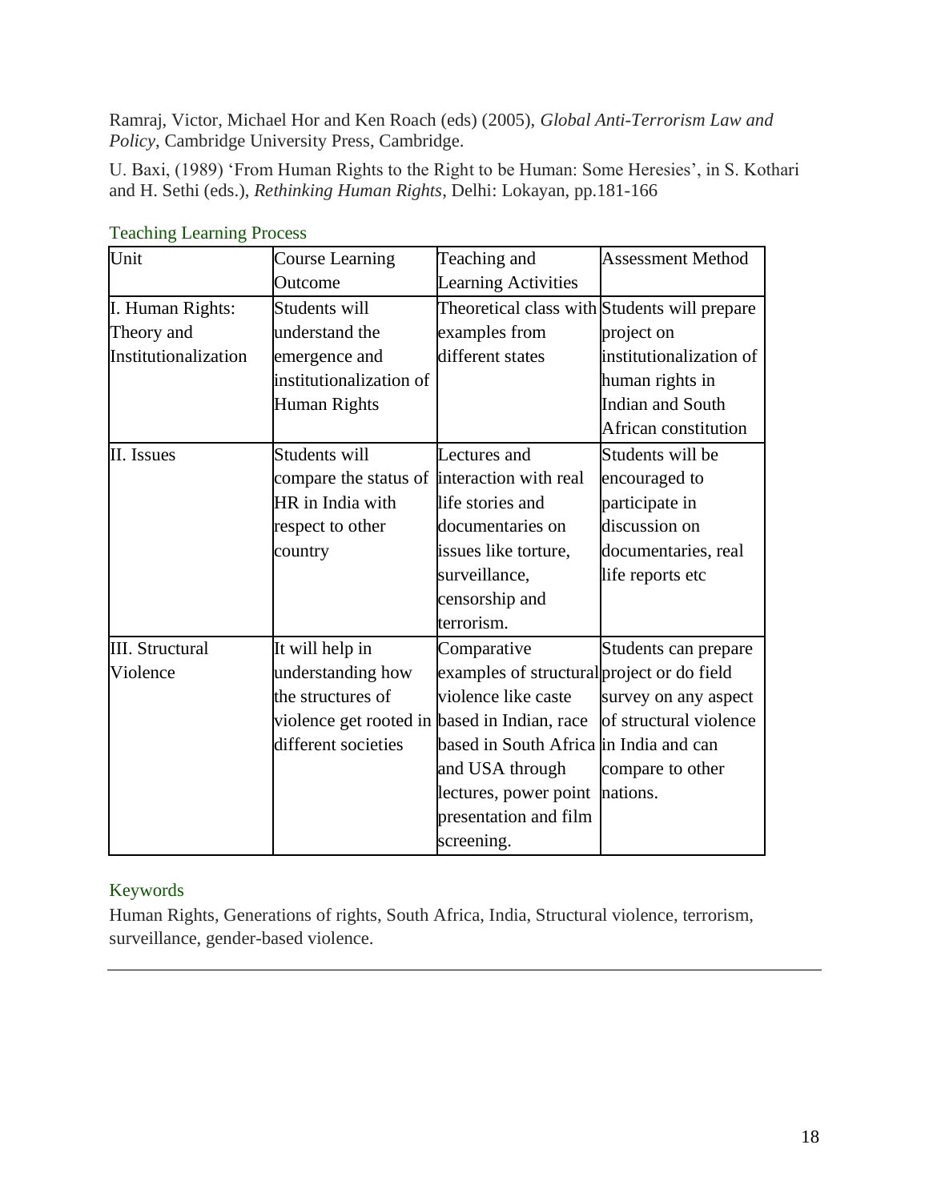Ramraj, Victor, Michael Hor and Ken Roach (eds) (2005), *Global Anti-Terrorism Law and Policy*, Cambridge University Press, Cambridge.

U. Baxi, (1989) 'From Human Rights to the Right to be Human: Some Heresies', in S. Kothari and H. Sethi (eds.), *Rethinking Human Rights*, Delhi: Lokayan, pp.181-166

## Teaching Learning Process

| Unit | Course Learning Outcome | Teaching and Learning Activities | Assessment Method |
|---|---|---|---|
| I. Human Rights: Theory and Institutionalization | Students will understand the emergence and institutionalization of Human Rights | Theoretical class with examples from different states | Students will prepare project on institutionalization of human rights in Indian and South African constitution |
| II. Issues | Students will compare the status of HR in India with respect to other country | Lectures and interaction with real life stories and documentaries on issues like torture, surveillance, censorship and terrorism. | Students will be encouraged to participate in discussion on documentaries, real life reports etc |
| III. Structural Violence | It will help in understanding how the structures of violence get rooted in different societies | Comparative examples of structural violence like caste based in Indian, race based in South Africa and USA through lectures, power point presentation and film screening. | Students can prepare project or do field survey on any aspect of structural violence in India and can compare to other nations. |

## Keywords

Human Rights, Generations of rights, South Africa, India, Structural violence, terrorism, surveillance, gender-based violence.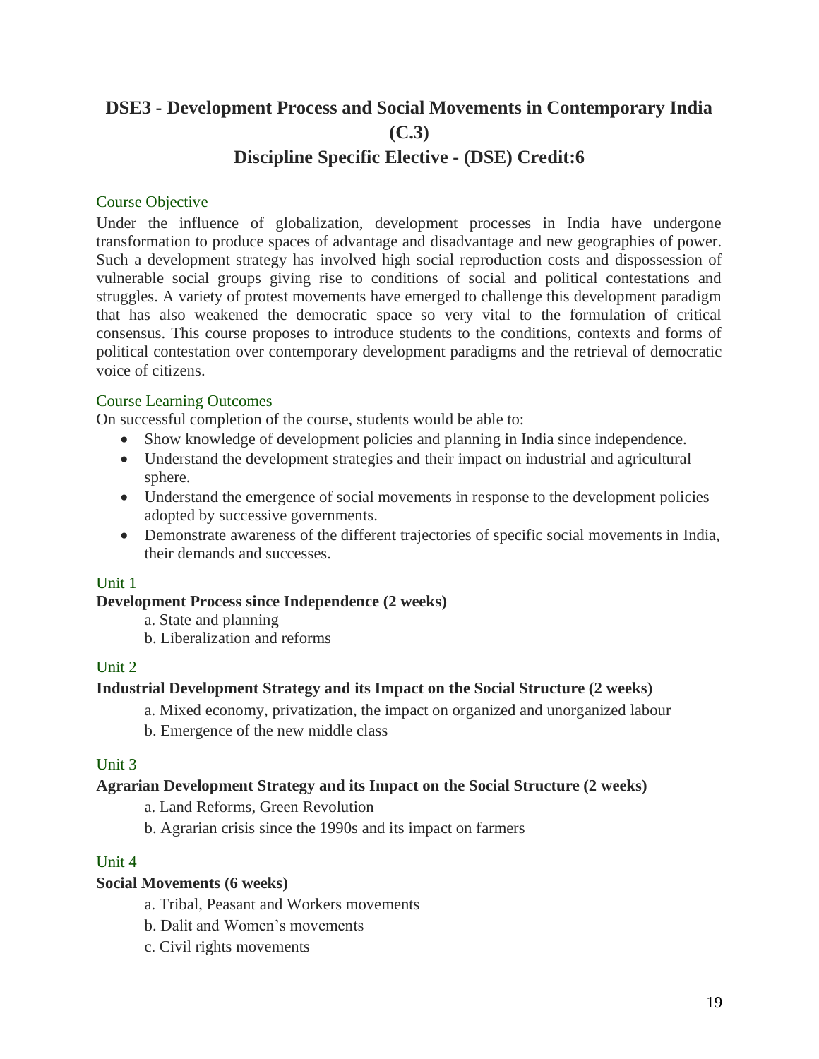# DSE3 - Development Process and Social Movements in Contemporary India (C.3)

## Discipline Specific Elective - (DSE) Credit:6

### Course Objective

Under the influence of globalization, development processes in India have undergone transformation to produce spaces of advantage and disadvantage and new geographies of power. Such a development strategy has involved high social reproduction costs and dispossession of vulnerable social groups giving rise to conditions of social and political contestations and struggles. A variety of protest movements have emerged to challenge this development paradigm that has also weakened the democratic space so very vital to the formulation of critical consensus. This course proposes to introduce students to the conditions, contexts and forms of political contestation over contemporary development paradigms and the retrieval of democratic voice of citizens.

### Course Learning Outcomes

On successful completion of the course, students would be able to:

- Show knowledge of development policies and planning in India since independence.
- Understand the development strategies and their impact on industrial and agricultural sphere.
- Understand the emergence of social movements in response to the development policies adopted by successive governments.
- Demonstrate awareness of the different trajectories of specific social movements in India, their demands and successes.

### Unit 1

**Development Process since Independence (2 weeks)**

a. State and planning

b. Liberalization and reforms

### Unit 2

**Industrial Development Strategy and its Impact on the Social Structure (2 weeks)**

a. Mixed economy, privatization, the impact on organized and unorganized labour

b. Emergence of the new middle class

### Unit 3

**Agrarian Development Strategy and its Impact on the Social Structure (2 weeks)**

a. Land Reforms, Green Revolution

b. Agrarian crisis since the 1990s and its impact on farmers

### Unit 4

**Social Movements (6 weeks)**

a. Tribal, Peasant and Workers movements

b. Dalit and Women's movements

c. Civil rights movements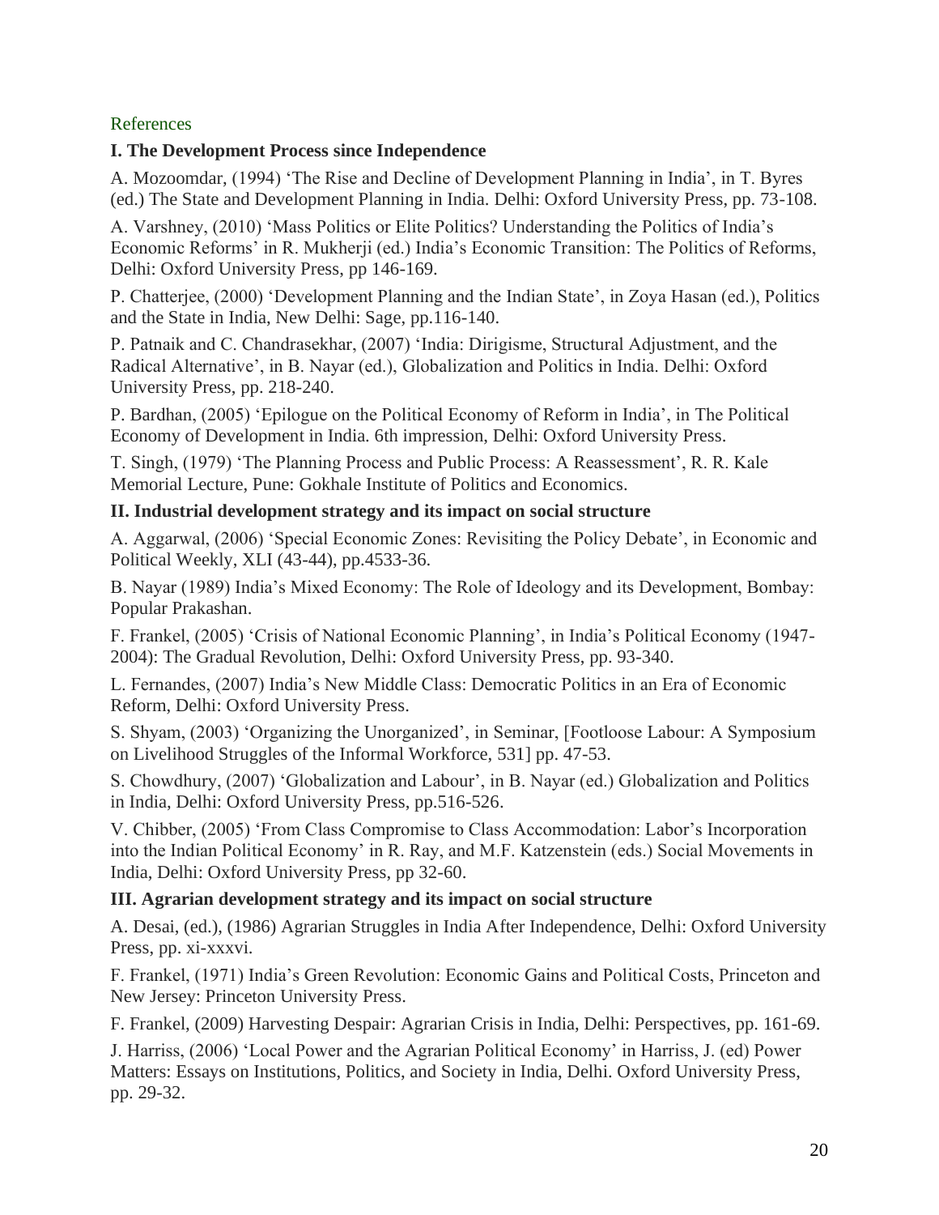## References

### I. The Development Process since Independence

A. Mozoomdar, (1994) 'The Rise and Decline of Development Planning in India', in T. Byres (ed.) The State and Development Planning in India. Delhi: Oxford University Press, pp. 73-108.

A. Varshney, (2010) 'Mass Politics or Elite Politics? Understanding the Politics of India's Economic Reforms' in R. Mukherji (ed.) India's Economic Transition: The Politics of Reforms, Delhi: Oxford University Press, pp 146-169.

P. Chatterjee, (2000) 'Development Planning and the Indian State', in Zoya Hasan (ed.), Politics and the State in India, New Delhi: Sage, pp.116-140.

P. Patnaik and C. Chandrasekhar, (2007) 'India: Dirigisme, Structural Adjustment, and the Radical Alternative', in B. Nayar (ed.), Globalization and Politics in India. Delhi: Oxford University Press, pp. 218-240.

P. Bardhan, (2005) 'Epilogue on the Political Economy of Reform in India', in The Political Economy of Development in India. 6th impression, Delhi: Oxford University Press.

T. Singh, (1979) 'The Planning Process and Public Process: A Reassessment', R. R. Kale Memorial Lecture, Pune: Gokhale Institute of Politics and Economics.

### II. Industrial development strategy and its impact on social structure

A. Aggarwal, (2006) 'Special Economic Zones: Revisiting the Policy Debate', in Economic and Political Weekly, XLI (43-44), pp.4533-36.

B. Nayar (1989) India's Mixed Economy: The Role of Ideology and its Development, Bombay: Popular Prakashan.

F. Frankel, (2005) 'Crisis of National Economic Planning', in India's Political Economy (1947-2004): The Gradual Revolution, Delhi: Oxford University Press, pp. 93-340.

L. Fernandes, (2007) India's New Middle Class: Democratic Politics in an Era of Economic Reform, Delhi: Oxford University Press.

S. Shyam, (2003) 'Organizing the Unorganized', in Seminar, [Footloose Labour: A Symposium on Livelihood Struggles of the Informal Workforce, 531] pp. 47-53.

S. Chowdhury, (2007) 'Globalization and Labour', in B. Nayar (ed.) Globalization and Politics in India, Delhi: Oxford University Press, pp.516-526.

V. Chibber, (2005) 'From Class Compromise to Class Accommodation: Labor's Incorporation into the Indian Political Economy' in R. Ray, and M.F. Katzenstein (eds.) Social Movements in India, Delhi: Oxford University Press, pp 32-60.

### III. Agrarian development strategy and its impact on social structure

A. Desai, (ed.), (1986) Agrarian Struggles in India After Independence, Delhi: Oxford University Press, pp. xi-xxxvi.

F. Frankel, (1971) India's Green Revolution: Economic Gains and Political Costs, Princeton and New Jersey: Princeton University Press.

F. Frankel, (2009) Harvesting Despair: Agrarian Crisis in India, Delhi: Perspectives, pp. 161-69.

J. Harriss, (2006) 'Local Power and the Agrarian Political Economy' in Harriss, J. (ed) Power Matters: Essays on Institutions, Politics, and Society in India, Delhi. Oxford University Press, pp. 29-32.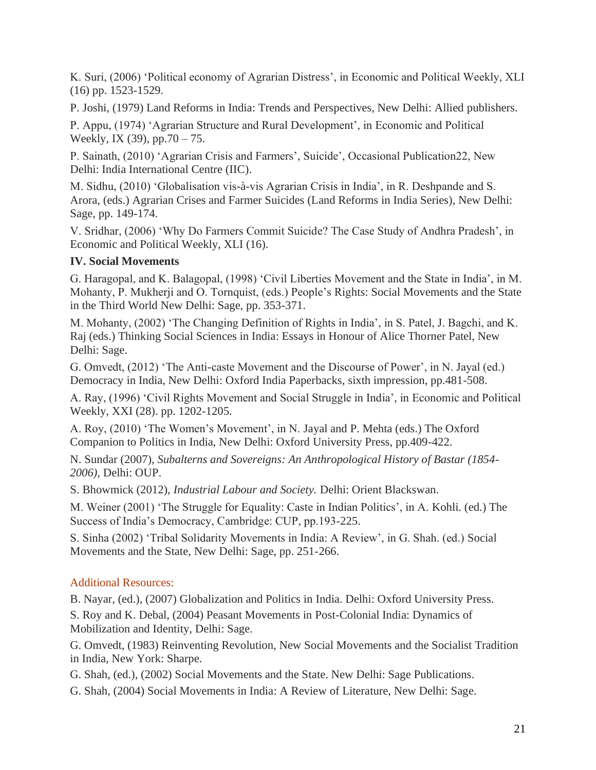K. Suri, (2006) 'Political economy of Agrarian Distress', in Economic and Political Weekly, XLI (16) pp. 1523-1529.

P. Joshi, (1979) Land Reforms in India: Trends and Perspectives, New Delhi: Allied publishers.

P. Appu, (1974) 'Agrarian Structure and Rural Development', in Economic and Political Weekly, IX (39), pp.70 – 75.

P. Sainath, (2010) 'Agrarian Crisis and Farmers', Suicide', Occasional Publication22, New Delhi: India International Centre (IIC).

M. Sidhu, (2010) 'Globalisation vis-à-vis Agrarian Crisis in India', in R. Deshpande and S. Arora, (eds.) Agrarian Crises and Farmer Suicides (Land Reforms in India Series), New Delhi: Sage, pp. 149-174.

V. Sridhar, (2006) 'Why Do Farmers Commit Suicide? The Case Study of Andhra Pradesh', in Economic and Political Weekly, XLI (16).

**IV. Social Movements**

G. Haragopal, and K. Balagopal, (1998) 'Civil Liberties Movement and the State in India', in M. Mohanty, P. Mukherji and O. Tornquist, (eds.) People's Rights: Social Movements and the State in the Third World New Delhi: Sage, pp. 353-371.

M. Mohanty, (2002) 'The Changing Definition of Rights in India', in S. Patel, J. Bagchi, and K. Raj (eds.) Thinking Social Sciences in India: Essays in Honour of Alice Thorner Patel, New Delhi: Sage.

G. Omvedt, (2012) 'The Anti-caste Movement and the Discourse of Power', in N. Jayal (ed.) Democracy in India, New Delhi: Oxford India Paperbacks, sixth impression, pp.481-508.

A. Ray, (1996) 'Civil Rights Movement and Social Struggle in India', in Economic and Political Weekly, XXI (28). pp. 1202-1205.

A. Roy, (2010) 'The Women's Movement', in N. Jayal and P. Mehta (eds.) The Oxford Companion to Politics in India, New Delhi: Oxford University Press, pp.409-422.

N. Sundar (2007), *Subalterns and Sovereigns: An Anthropological History of Bastar (1854-2006),* Delhi: OUP.

S. Bhowmick (2012), *Industrial Labour and Society.* Delhi: Orient Blackswan.

M. Weiner (2001) 'The Struggle for Equality: Caste in Indian Politics', in A. Kohli. (ed.) The Success of India's Democracy, Cambridge: CUP, pp.193-225.

S. Sinha (2002) 'Tribal Solidarity Movements in India: A Review', in G. Shah. (ed.) Social Movements and the State, New Delhi: Sage, pp. 251-266.

Additional Resources:

B. Nayar, (ed.), (2007) Globalization and Politics in India. Delhi: Oxford University Press.

S. Roy and K. Debal, (2004) Peasant Movements in Post-Colonial India: Dynamics of Mobilization and Identity, Delhi: Sage.

G. Omvedt, (1983) Reinventing Revolution, New Social Movements and the Socialist Tradition in India, New York: Sharpe.

G. Shah, (ed.), (2002) Social Movements and the State. New Delhi: Sage Publications.

G. Shah, (2004) Social Movements in India: A Review of Literature, New Delhi: Sage.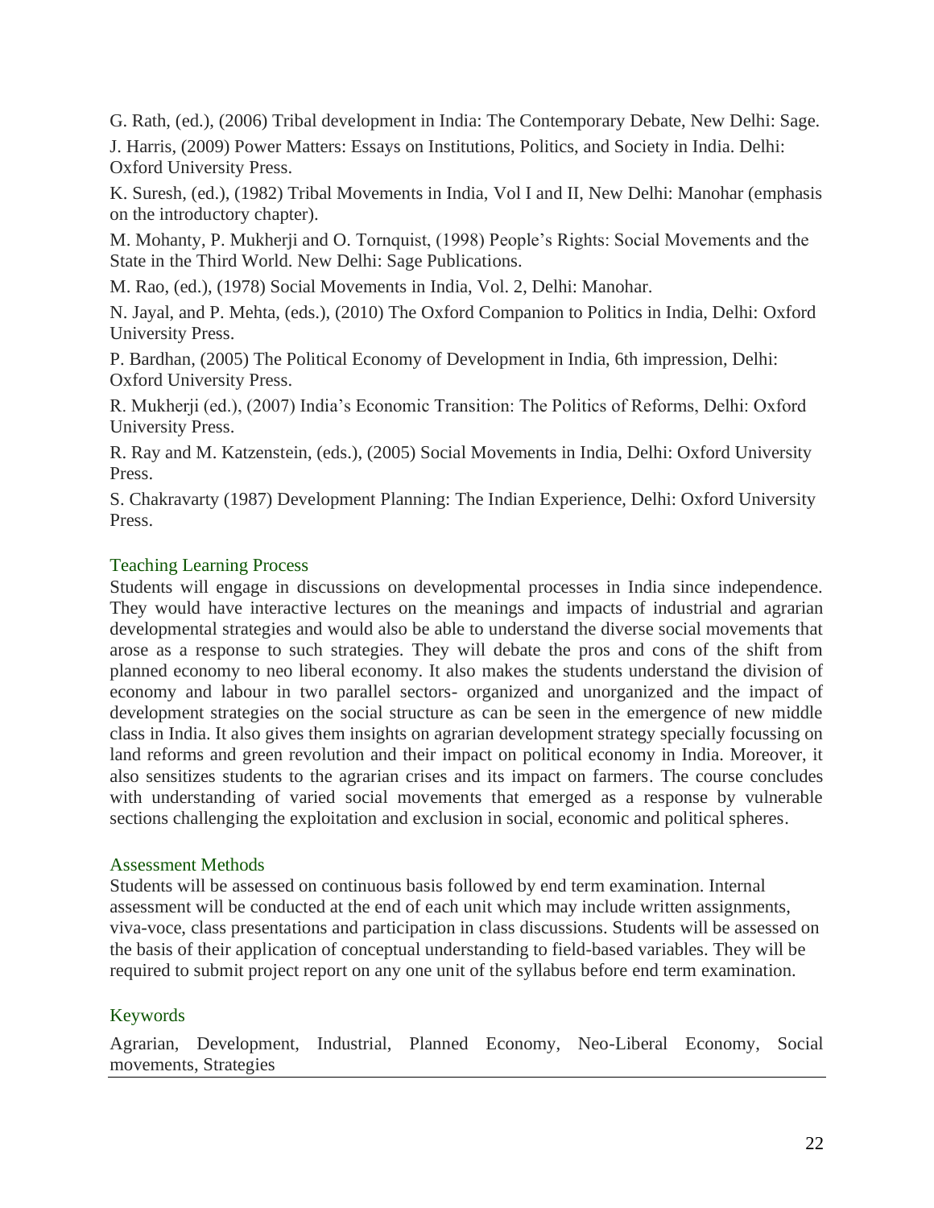G. Rath, (ed.), (2006) Tribal development in India: The Contemporary Debate, New Delhi: Sage.

J. Harris, (2009) Power Matters: Essays on Institutions, Politics, and Society in India. Delhi: Oxford University Press.

K. Suresh, (ed.), (1982) Tribal Movements in India, Vol I and II, New Delhi: Manohar (emphasis on the introductory chapter).

M. Mohanty, P. Mukherji and O. Tornquist, (1998) People's Rights: Social Movements and the State in the Third World. New Delhi: Sage Publications.

M. Rao, (ed.), (1978) Social Movements in India, Vol. 2, Delhi: Manohar.

N. Jayal, and P. Mehta, (eds.), (2010) The Oxford Companion to Politics in India, Delhi: Oxford University Press.

P. Bardhan, (2005) The Political Economy of Development in India, 6th impression, Delhi: Oxford University Press.

R. Mukherji (ed.), (2007) India's Economic Transition: The Politics of Reforms, Delhi: Oxford University Press.

R. Ray and M. Katzenstein, (eds.), (2005) Social Movements in India, Delhi: Oxford University Press.

S. Chakravarty (1987) Development Planning: The Indian Experience, Delhi: Oxford University Press.

### Teaching Learning Process

Students will engage in discussions on developmental processes in India since independence. They would have interactive lectures on the meanings and impacts of industrial and agrarian developmental strategies and would also be able to understand the diverse social movements that arose as a response to such strategies. They will debate the pros and cons of the shift from planned economy to neo liberal economy. It also makes the students understand the division of economy and labour in two parallel sectors- organized and unorganized and the impact of development strategies on the social structure as can be seen in the emergence of new middle class in India. It also gives them insights on agrarian development strategy specially focussing on land reforms and green revolution and their impact on political economy in India. Moreover, it also sensitizes students to the agrarian crises and its impact on farmers. The course concludes with understanding of varied social movements that emerged as a response by vulnerable sections challenging the exploitation and exclusion in social, economic and political spheres.

### Assessment Methods

Students will be assessed on continuous basis followed by end term examination. Internal assessment will be conducted at the end of each unit which may include written assignments, viva-voce, class presentations and participation in class discussions. Students will be assessed on the basis of their application of conceptual understanding to field-based variables. They will be required to submit project report on any one unit of the syllabus before end term examination.

### Keywords

Agrarian, Development, Industrial, Planned Economy, Neo-Liberal Economy, Social movements, Strategies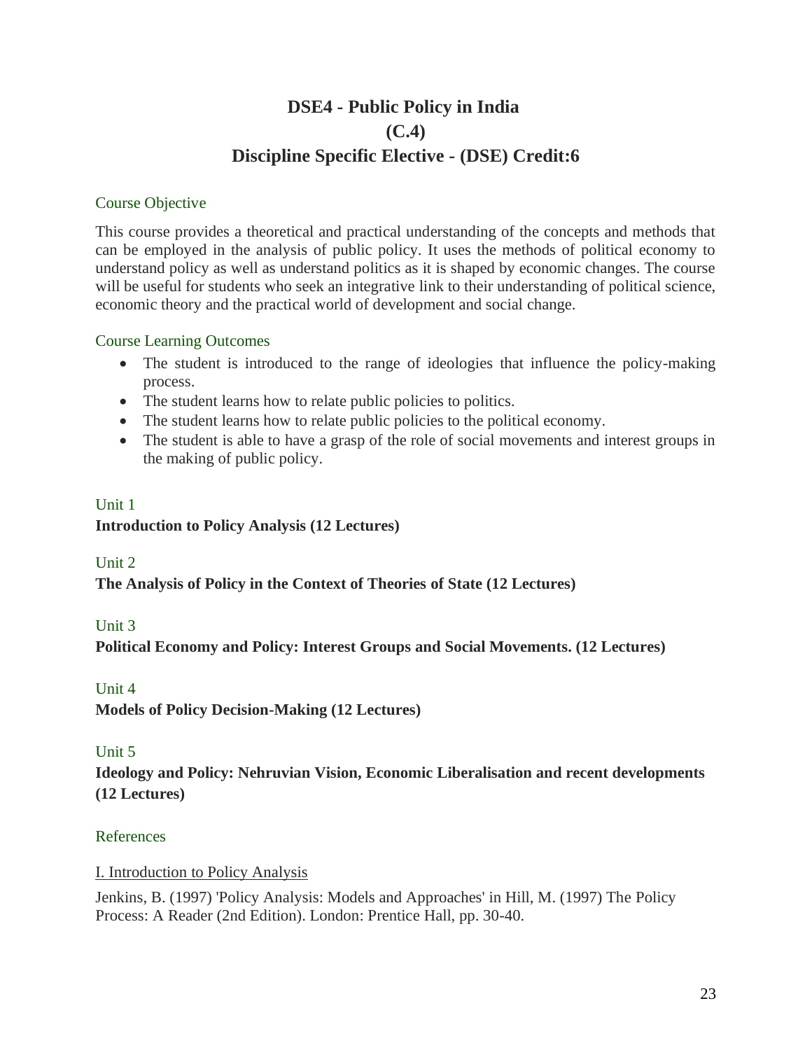# DSE4 - Public Policy in India
# (C.4)
# Discipline Specific Elective - (DSE) Credit:6

## Course Objective

This course provides a theoretical and practical understanding of the concepts and methods that can be employed in the analysis of public policy. It uses the methods of political economy to understand policy as well as understand politics as it is shaped by economic changes. The course will be useful for students who seek an integrative link to their understanding of political science, economic theory and the practical world of development and social change.

## Course Learning Outcomes

- The student is introduced to the range of ideologies that influence the policy-making process.
- The student learns how to relate public policies to politics.
- The student learns how to relate public policies to the political economy.
- The student is able to have a grasp of the role of social movements and interest groups in the making of public policy.

## Unit 1

**Introduction to Policy Analysis (12 Lectures)**

## Unit 2

**The Analysis of Policy in the Context of Theories of State (12 Lectures)**

## Unit 3

**Political Economy and Policy: Interest Groups and Social Movements. (12 Lectures)**

## Unit 4

**Models of Policy Decision-Making (12 Lectures)**

## Unit 5

**Ideology and Policy: Nehruvian Vision, Economic Liberalisation and recent developments (12 Lectures)**

## References

### I. Introduction to Policy Analysis

Jenkins, B. (1997) 'Policy Analysis: Models and Approaches' in Hill, M. (1997) The Policy Process: A Reader (2nd Edition). London: Prentice Hall, pp. 30-40.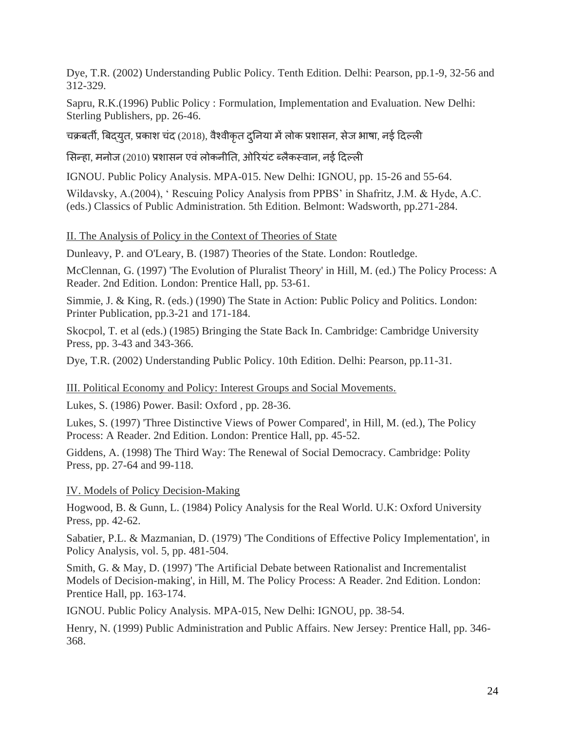Dye, T.R. (2002) Understanding Public Policy. Tenth Edition. Delhi: Pearson, pp.1-9, 32-56 and 312-329.

Sapru, R.K.(1996) Public Policy : Formulation, Implementation and Evaluation. New Delhi: Sterling Publishers, pp. 26-46.

चक्रबर्ती, बिद्युत, प्रकाश चंद (2018), वैश्वीकृत दुनिया में लोक प्रशासन, सेज भाषा, नई दिल्ली

सिन्हा, मनोज (2010) प्रशासन एवं लोकनीति, ओरियंट ब्लैकस्वान, नई दिल्ली

IGNOU. Public Policy Analysis. MPA-015. New Delhi: IGNOU, pp. 15-26 and 55-64.

Wildavsky, A.(2004), ' Rescuing Policy Analysis from PPBS' in Shafritz, J.M. & Hyde, A.C. (eds.) Classics of Public Administration. 5th Edition. Belmont: Wadsworth, pp.271-284.

II. The Analysis of Policy in the Context of Theories of State

Dunleavy, P. and O'Leary, B. (1987) Theories of the State. London: Routledge.

McClennan, G. (1997) 'The Evolution of Pluralist Theory' in Hill, M. (ed.) The Policy Process: A Reader. 2nd Edition. London: Prentice Hall, pp. 53-61.

Simmie, J. & King, R. (eds.) (1990) The State in Action: Public Policy and Politics. London: Printer Publication, pp.3-21 and 171-184.

Skocpol, T. et al (eds.) (1985) Bringing the State Back In. Cambridge: Cambridge University Press, pp. 3-43 and 343-366.

Dye, T.R. (2002) Understanding Public Policy. 10th Edition. Delhi: Pearson, pp.11-31.

III. Political Economy and Policy: Interest Groups and Social Movements.

Lukes, S. (1986) Power. Basil: Oxford , pp. 28-36.

Lukes, S. (1997) 'Three Distinctive Views of Power Compared', in Hill, M. (ed.), The Policy Process: A Reader. 2nd Edition. London: Prentice Hall, pp. 45-52.

Giddens, A. (1998) The Third Way: The Renewal of Social Democracy. Cambridge: Polity Press, pp. 27-64 and 99-118.

IV. Models of Policy Decision-Making

Hogwood, B. & Gunn, L. (1984) Policy Analysis for the Real World. U.K: Oxford University Press, pp. 42-62.

Sabatier, P.L. & Mazmanian, D. (1979) 'The Conditions of Effective Policy Implementation', in Policy Analysis, vol. 5, pp. 481-504.

Smith, G. & May, D. (1997) 'The Artificial Debate between Rationalist and Incrementalist Models of Decision-making', in Hill, M. The Policy Process: A Reader. 2nd Edition. London: Prentice Hall, pp. 163-174.

IGNOU. Public Policy Analysis. MPA-015, New Delhi: IGNOU, pp. 38-54.

Henry, N. (1999) Public Administration and Public Affairs. New Jersey: Prentice Hall, pp. 346-368.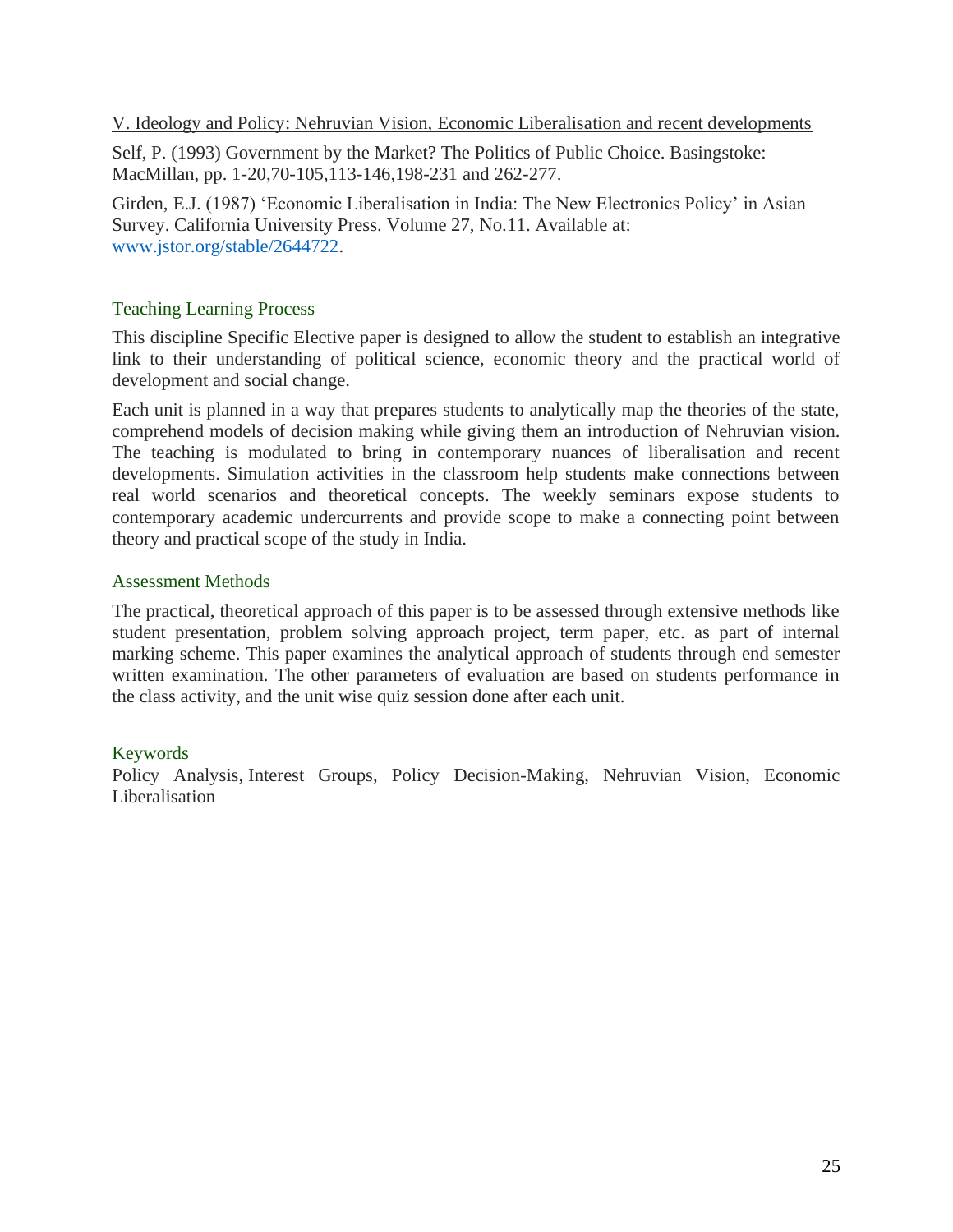V. Ideology and Policy: Nehruvian Vision, Economic Liberalisation and recent developments

Self, P. (1993) Government by the Market? The Politics of Public Choice. Basingstoke: MacMillan, pp. 1-20,70-105,113-146,198-231 and 262-277.

Girden, E.J. (1987) 'Economic Liberalisation in India: The New Electronics Policy' in Asian Survey. California University Press. Volume 27, No.11. Available at: www.jstor.org/stable/2644722.

## Teaching Learning Process

This discipline Specific Elective paper is designed to allow the student to establish an integrative link to their understanding of political science, economic theory and the practical world of development and social change.

Each unit is planned in a way that prepares students to analytically map the theories of the state, comprehend models of decision making while giving them an introduction of Nehruvian vision. The teaching is modulated to bring in contemporary nuances of liberalisation and recent developments. Simulation activities in the classroom help students make connections between real world scenarios and theoretical concepts. The weekly seminars expose students to contemporary academic undercurrents and provide scope to make a connecting point between theory and practical scope of the study in India.

## Assessment Methods

The practical, theoretical approach of this paper is to be assessed through extensive methods like student presentation, problem solving approach project, term paper, etc. as part of internal marking scheme. This paper examines the analytical approach of students through end semester written examination. The other parameters of evaluation are based on students performance in the class activity, and the unit wise quiz session done after each unit.

## Keywords

Policy Analysis, Interest Groups, Policy Decision-Making, Nehruvian Vision, Economic Liberalisation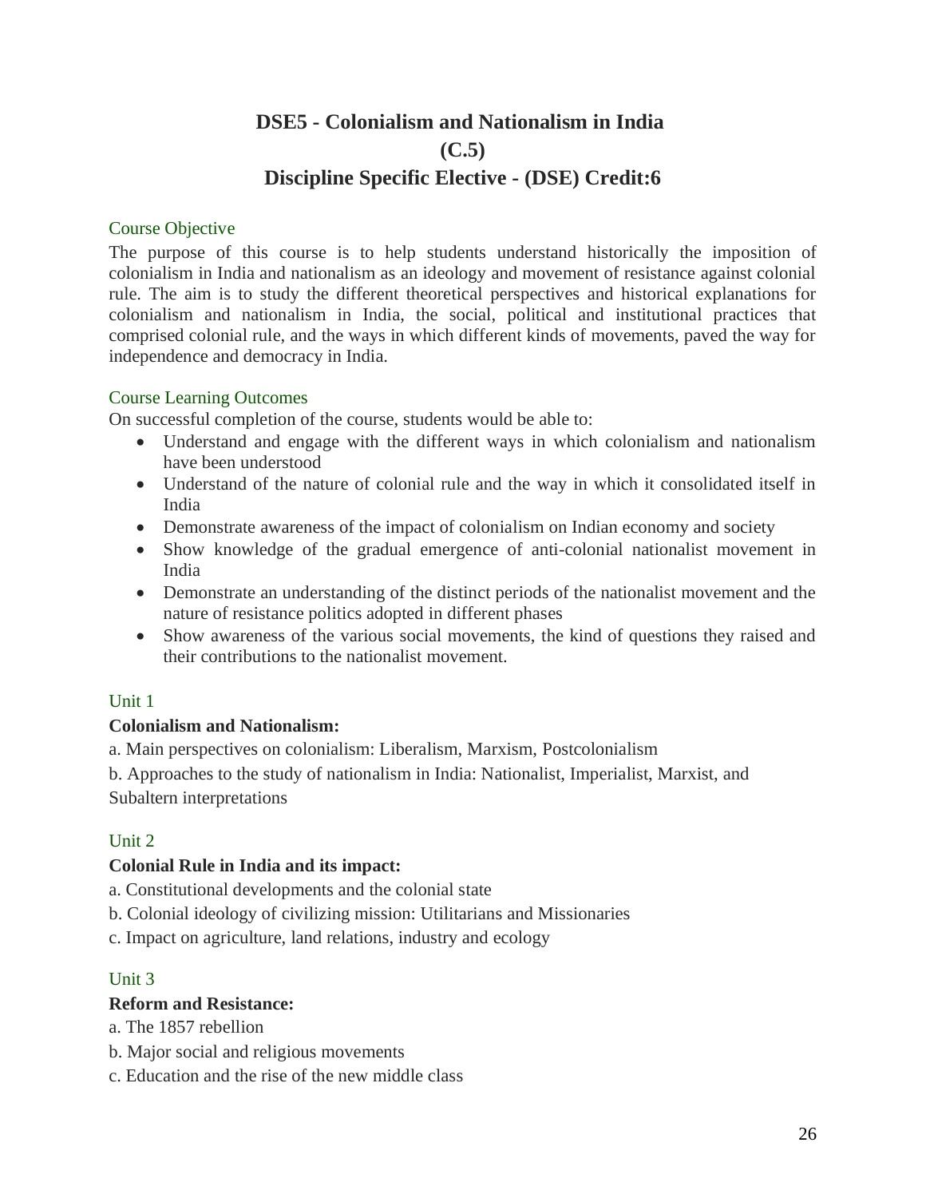# DSE5 - Colonialism and Nationalism in India
# (C.5)
# Discipline Specific Elective - (DSE) Credit:6

## Course Objective

The purpose of this course is to help students understand historically the imposition of colonialism in India and nationalism as an ideology and movement of resistance against colonial rule. The aim is to study the different theoretical perspectives and historical explanations for colonialism and nationalism in India, the social, political and institutional practices that comprised colonial rule, and the ways in which different kinds of movements, paved the way for independence and democracy in India.

## Course Learning Outcomes

On successful completion of the course, students would be able to:

- Understand and engage with the different ways in which colonialism and nationalism have been understood
- Understand of the nature of colonial rule and the way in which it consolidated itself in India
- Demonstrate awareness of the impact of colonialism on Indian economy and society
- Show knowledge of the gradual emergence of anti-colonial nationalist movement in India
- Demonstrate an understanding of the distinct periods of the nationalist movement and the nature of resistance politics adopted in different phases
- Show awareness of the various social movements, the kind of questions they raised and their contributions to the nationalist movement.

## Unit 1

**Colonialism and Nationalism:**

a. Main perspectives on colonialism: Liberalism, Marxism, Postcolonialism

b. Approaches to the study of nationalism in India: Nationalist, Imperialist, Marxist, and Subaltern interpretations

## Unit 2

**Colonial Rule in India and its impact:**

a. Constitutional developments and the colonial state

b. Colonial ideology of civilizing mission: Utilitarians and Missionaries

c. Impact on agriculture, land relations, industry and ecology

## Unit 3

**Reform and Resistance:**

a. The 1857 rebellion

b. Major social and religious movements

c. Education and the rise of the new middle class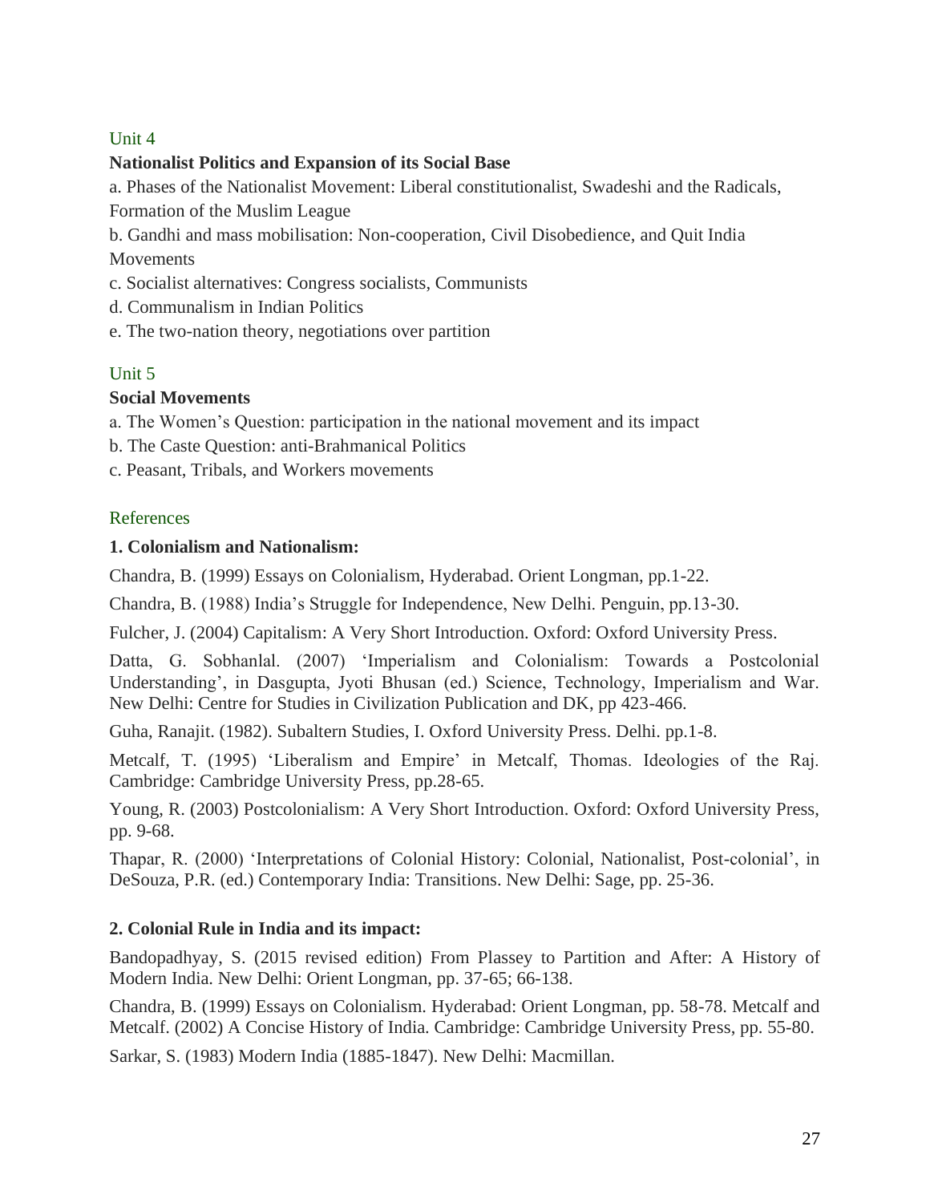## Unit 4

**Nationalist Politics and Expansion of its Social Base**

a. Phases of the Nationalist Movement: Liberal constitutionalist, Swadeshi and the Radicals, Formation of the Muslim League

b. Gandhi and mass mobilisation: Non-cooperation, Civil Disobedience, and Quit India Movements

c. Socialist alternatives: Congress socialists, Communists

d. Communalism in Indian Politics

e. The two-nation theory, negotiations over partition

## Unit 5

**Social Movements**

a. The Women's Question: participation in the national movement and its impact

b. The Caste Question: anti-Brahmanical Politics

c. Peasant, Tribals, and Workers movements

## References

**1. Colonialism and Nationalism:**

Chandra, B. (1999) Essays on Colonialism, Hyderabad. Orient Longman, pp.1-22.

Chandra, B. (1988) India's Struggle for Independence, New Delhi. Penguin, pp.13-30.

Fulcher, J. (2004) Capitalism: A Very Short Introduction. Oxford: Oxford University Press.

Datta, G. Sobhanlal. (2007) 'Imperialism and Colonialism: Towards a Postcolonial Understanding', in Dasgupta, Jyoti Bhusan (ed.) Science, Technology, Imperialism and War. New Delhi: Centre for Studies in Civilization Publication and DK, pp 423-466.

Guha, Ranajit. (1982). Subaltern Studies, I. Oxford University Press. Delhi. pp.1-8.

Metcalf, T. (1995) 'Liberalism and Empire' in Metcalf, Thomas. Ideologies of the Raj. Cambridge: Cambridge University Press, pp.28-65.

Young, R. (2003) Postcolonialism: A Very Short Introduction. Oxford: Oxford University Press, pp. 9-68.

Thapar, R. (2000) 'Interpretations of Colonial History: Colonial, Nationalist, Post-colonial', in DeSouza, P.R. (ed.) Contemporary India: Transitions. New Delhi: Sage, pp. 25-36.

**2. Colonial Rule in India and its impact:**

Bandopadhyay, S. (2015 revised edition) From Plassey to Partition and After: A History of Modern India. New Delhi: Orient Longman, pp. 37-65; 66-138.

Chandra, B. (1999) Essays on Colonialism. Hyderabad: Orient Longman, pp. 58-78. Metcalf and Metcalf. (2002) A Concise History of India. Cambridge: Cambridge University Press, pp. 55-80.

Sarkar, S. (1983) Modern India (1885-1847). New Delhi: Macmillan.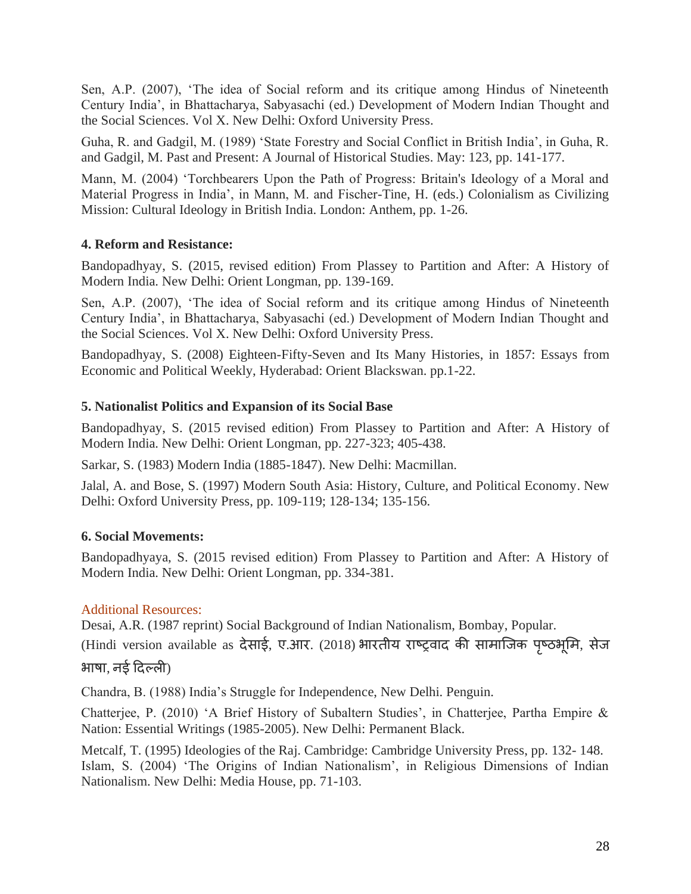Sen, A.P. (2007), 'The idea of Social reform and its critique among Hindus of Nineteenth Century India', in Bhattacharya, Sabyasachi (ed.) Development of Modern Indian Thought and the Social Sciences. Vol X. New Delhi: Oxford University Press.

Guha, R. and Gadgil, M. (1989) 'State Forestry and Social Conflict in British India', in Guha, R. and Gadgil, M. Past and Present: A Journal of Historical Studies. May: 123, pp. 141-177.

Mann, M. (2004) 'Torchbearers Upon the Path of Progress: Britain's Ideology of a Moral and Material Progress in India', in Mann, M. and Fischer-Tine, H. (eds.) Colonialism as Civilizing Mission: Cultural Ideology in British India. London: Anthem, pp. 1-26.

**4. Reform and Resistance:**

Bandopadhyay, S. (2015, revised edition) From Plassey to Partition and After: A History of Modern India. New Delhi: Orient Longman, pp. 139-169.

Sen, A.P. (2007), 'The idea of Social reform and its critique among Hindus of Nineteenth Century India', in Bhattacharya, Sabyasachi (ed.) Development of Modern Indian Thought and the Social Sciences. Vol X. New Delhi: Oxford University Press.

Bandopadhyay, S. (2008) Eighteen-Fifty-Seven and Its Many Histories, in 1857: Essays from Economic and Political Weekly, Hyderabad: Orient Blackswan. pp.1-22.

**5. Nationalist Politics and Expansion of its Social Base**

Bandopadhyay, S. (2015 revised edition) From Plassey to Partition and After: A History of Modern India. New Delhi: Orient Longman, pp. 227-323; 405-438.

Sarkar, S. (1983) Modern India (1885-1847). New Delhi: Macmillan.

Jalal, A. and Bose, S. (1997) Modern South Asia: History, Culture, and Political Economy. New Delhi: Oxford University Press, pp. 109-119; 128-134; 135-156.

**6. Social Movements:**

Bandopadhyaya, S. (2015 revised edition) From Plassey to Partition and After: A History of Modern India. New Delhi: Orient Longman, pp. 334-381.

Additional Resources:

Desai, A.R. (1987 reprint) Social Background of Indian Nationalism, Bombay, Popular. (Hindi version available as देसाई, ए.आर. (2018) भारतीय राष्ट्रवाद की सामाजिक पृष्ठभूमि, सेज भाषा, नई दिल्ली)

Chandra, B. (1988) India's Struggle for Independence, New Delhi. Penguin.

Chatterjee, P. (2010) 'A Brief History of Subaltern Studies', in Chatterjee, Partha Empire & Nation: Essential Writings (1985-2005). New Delhi: Permanent Black.

Metcalf, T. (1995) Ideologies of the Raj. Cambridge: Cambridge University Press, pp. 132- 148.

Islam, S. (2004) 'The Origins of Indian Nationalism', in Religious Dimensions of Indian Nationalism. New Delhi: Media House, pp. 71-103.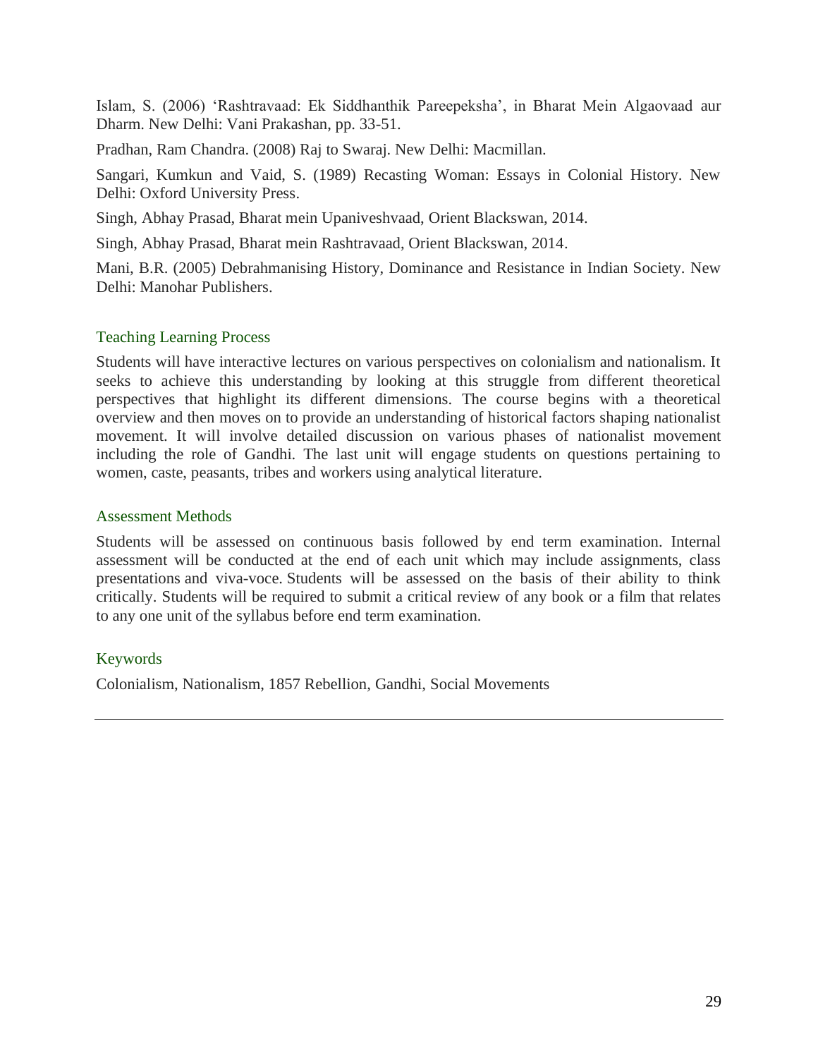Islam, S. (2006) 'Rashtravaad: Ek Siddhanthik Pareepeksha', in Bharat Mein Algaovaad aur Dharm. New Delhi: Vani Prakashan, pp. 33-51.

Pradhan, Ram Chandra. (2008) Raj to Swaraj. New Delhi: Macmillan.

Sangari, Kumkun and Vaid, S. (1989) Recasting Woman: Essays in Colonial History. New Delhi: Oxford University Press.

Singh, Abhay Prasad, Bharat mein Upaniveshvaad, Orient Blackswan, 2014.

Singh, Abhay Prasad, Bharat mein Rashtravaad, Orient Blackswan, 2014.

Mani, B.R. (2005) Debrahmanising History, Dominance and Resistance in Indian Society. New Delhi: Manohar Publishers.

### Teaching Learning Process

Students will have interactive lectures on various perspectives on colonialism and nationalism. It seeks to achieve this understanding by looking at this struggle from different theoretical perspectives that highlight its different dimensions. The course begins with a theoretical overview and then moves on to provide an understanding of historical factors shaping nationalist movement. It will involve detailed discussion on various phases of nationalist movement including the role of Gandhi. The last unit will engage students on questions pertaining to women, caste, peasants, tribes and workers using analytical literature.

### Assessment Methods

Students will be assessed on continuous basis followed by end term examination. Internal assessment will be conducted at the end of each unit which may include assignments, class presentations and viva-voce. Students will be assessed on the basis of their ability to think critically. Students will be required to submit a critical review of any book or a film that relates to any one unit of the syllabus before end term examination.

### Keywords

Colonialism, Nationalism, 1857 Rebellion, Gandhi, Social Movements

---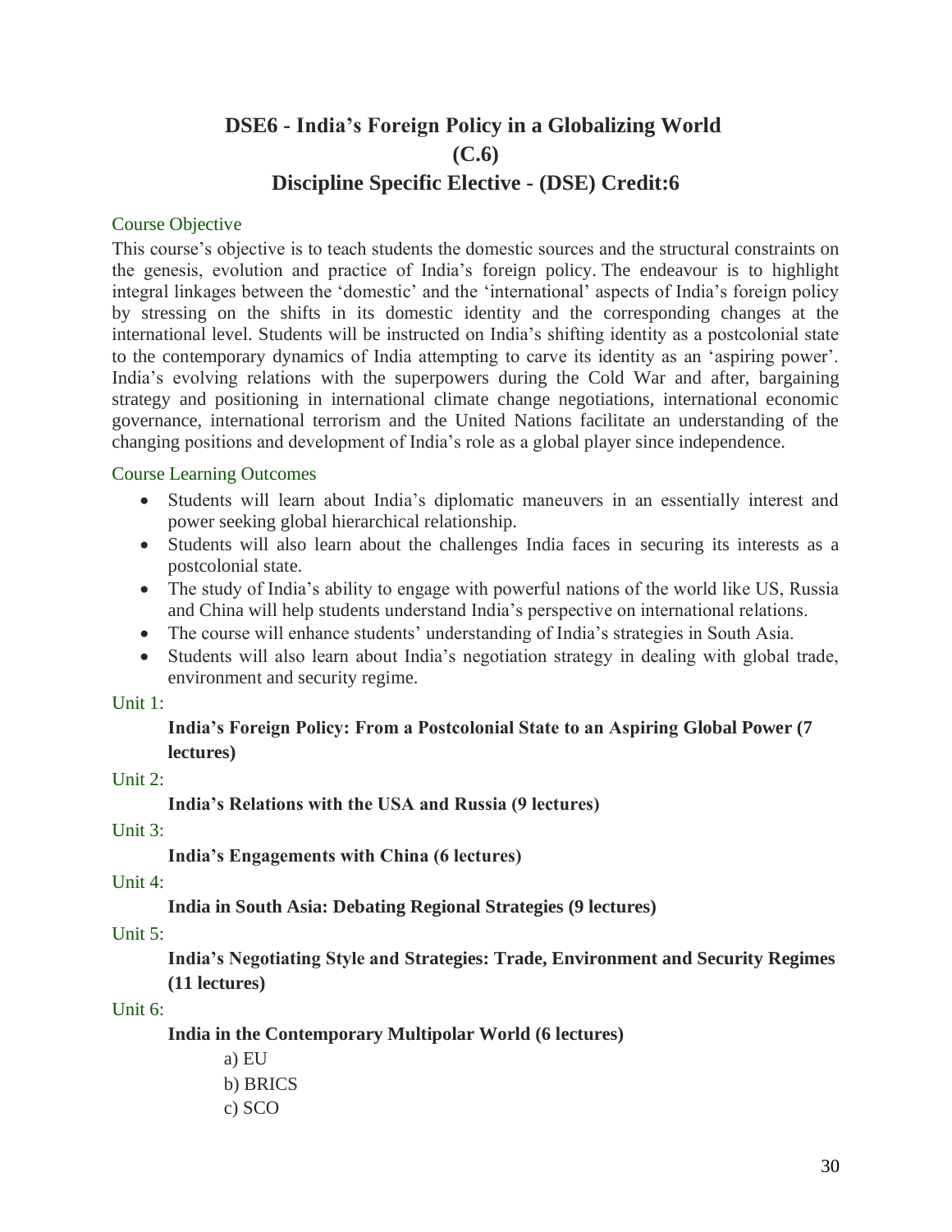# DSE6 - India's Foreign Policy in a Globalizing World (C.6)

## Discipline Specific Elective - (DSE) Credit:6

### Course Objective

This course's objective is to teach students the domestic sources and the structural constraints on the genesis, evolution and practice of India's foreign policy. The endeavour is to highlight integral linkages between the 'domestic' and the 'international' aspects of India's foreign policy by stressing on the shifts in its domestic identity and the corresponding changes at the international level. Students will be instructed on India's shifting identity as a postcolonial state to the contemporary dynamics of India attempting to carve its identity as an 'aspiring power'. India's evolving relations with the superpowers during the Cold War and after, bargaining strategy and positioning in international climate change negotiations, international economic governance, international terrorism and the United Nations facilitate an understanding of the changing positions and development of India's role as a global player since independence.

### Course Learning Outcomes

- Students will learn about India's diplomatic maneuvers in an essentially interest and power seeking global hierarchical relationship.
- Students will also learn about the challenges India faces in securing its interests as a postcolonial state.
- The study of India's ability to engage with powerful nations of the world like US, Russia and China will help students understand India's perspective on international relations.
- The course will enhance students' understanding of India's strategies in South Asia.
- Students will also learn about India's negotiation strategy in dealing with global trade, environment and security regime.

Unit 1:

**India's Foreign Policy: From a Postcolonial State to an Aspiring Global Power (7 lectures)**

Unit 2:

**India's Relations with the USA and Russia (9 lectures)**

Unit 3:

**India's Engagements with China (6 lectures)**

Unit 4:

**India in South Asia: Debating Regional Strategies (9 lectures)**

Unit 5:

**India's Negotiating Style and Strategies: Trade, Environment and Security Regimes (11 lectures)**

Unit 6:

**India in the Contemporary Multipolar World (6 lectures)**

a) EU
b) BRICS
c) SCO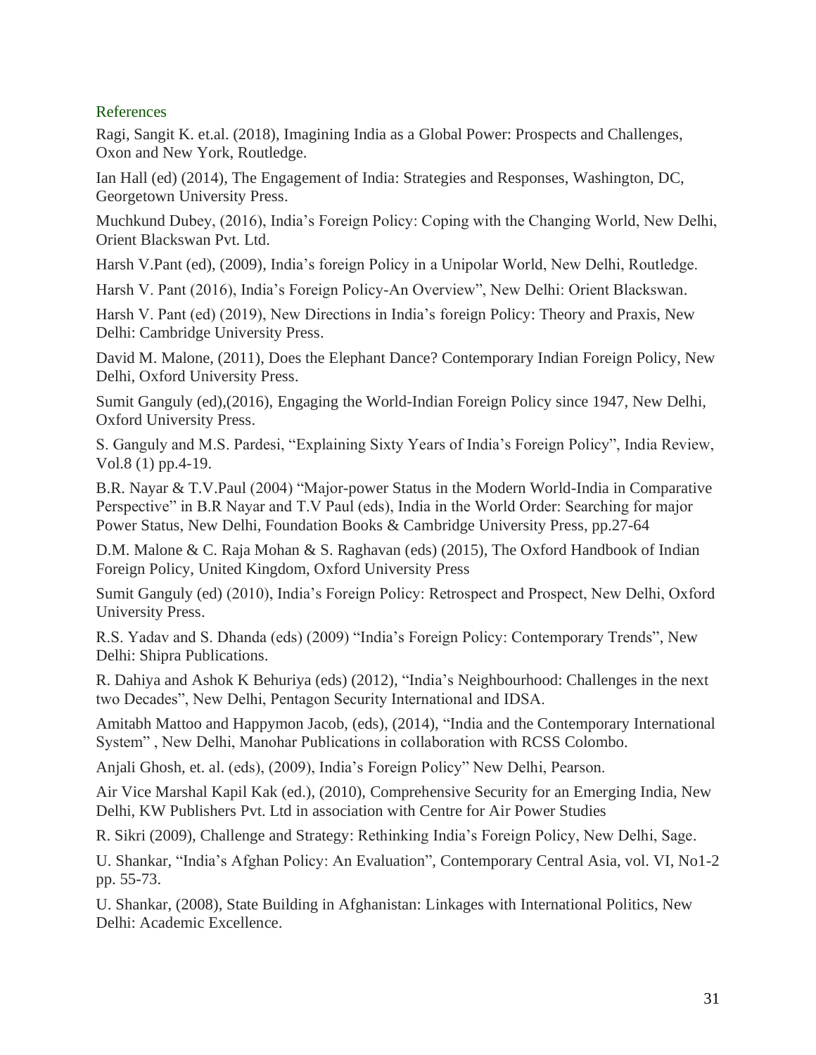## References

Ragi, Sangit K. et.al. (2018), Imagining India as a Global Power: Prospects and Challenges, Oxon and New York, Routledge.

Ian Hall (ed) (2014), The Engagement of India: Strategies and Responses, Washington, DC, Georgetown University Press.

Muchkund Dubey, (2016), India's Foreign Policy: Coping with the Changing World, New Delhi, Orient Blackswan Pvt. Ltd.

Harsh V.Pant (ed), (2009), India's foreign Policy in a Unipolar World, New Delhi, Routledge.

Harsh V. Pant (2016), India's Foreign Policy-An Overview", New Delhi: Orient Blackswan.

Harsh V. Pant (ed) (2019), New Directions in India's foreign Policy: Theory and Praxis, New Delhi: Cambridge University Press.

David M. Malone, (2011), Does the Elephant Dance? Contemporary Indian Foreign Policy, New Delhi, Oxford University Press.

Sumit Ganguly (ed),(2016), Engaging the World-Indian Foreign Policy since 1947, New Delhi, Oxford University Press.

S. Ganguly and M.S. Pardesi, "Explaining Sixty Years of India's Foreign Policy", India Review, Vol.8 (1) pp.4-19.

B.R. Nayar & T.V.Paul (2004) "Major-power Status in the Modern World-India in Comparative Perspective" in B.R Nayar and T.V Paul (eds), India in the World Order: Searching for major Power Status, New Delhi, Foundation Books & Cambridge University Press, pp.27-64

D.M. Malone & C. Raja Mohan & S. Raghavan (eds) (2015), The Oxford Handbook of Indian Foreign Policy, United Kingdom, Oxford University Press

Sumit Ganguly (ed) (2010), India's Foreign Policy: Retrospect and Prospect, New Delhi, Oxford University Press.

R.S. Yadav and S. Dhanda (eds) (2009) "India's Foreign Policy: Contemporary Trends", New Delhi: Shipra Publications.

R. Dahiya and Ashok K Behuriya (eds) (2012), "India's Neighbourhood: Challenges in the next two Decades", New Delhi, Pentagon Security International and IDSA.

Amitabh Mattoo and Happymon Jacob, (eds), (2014), "India and the Contemporary International System" , New Delhi, Manohar Publications in collaboration with RCSS Colombo.

Anjali Ghosh, et. al. (eds), (2009), India's Foreign Policy" New Delhi, Pearson.

Air Vice Marshal Kapil Kak (ed.), (2010), Comprehensive Security for an Emerging India, New Delhi, KW Publishers Pvt. Ltd in association with Centre for Air Power Studies

R. Sikri (2009), Challenge and Strategy: Rethinking India's Foreign Policy, New Delhi, Sage.

U. Shankar, "India's Afghan Policy: An Evaluation", Contemporary Central Asia, vol. VI, No1-2 pp. 55-73.

U. Shankar, (2008), State Building in Afghanistan: Linkages with International Politics, New Delhi: Academic Excellence.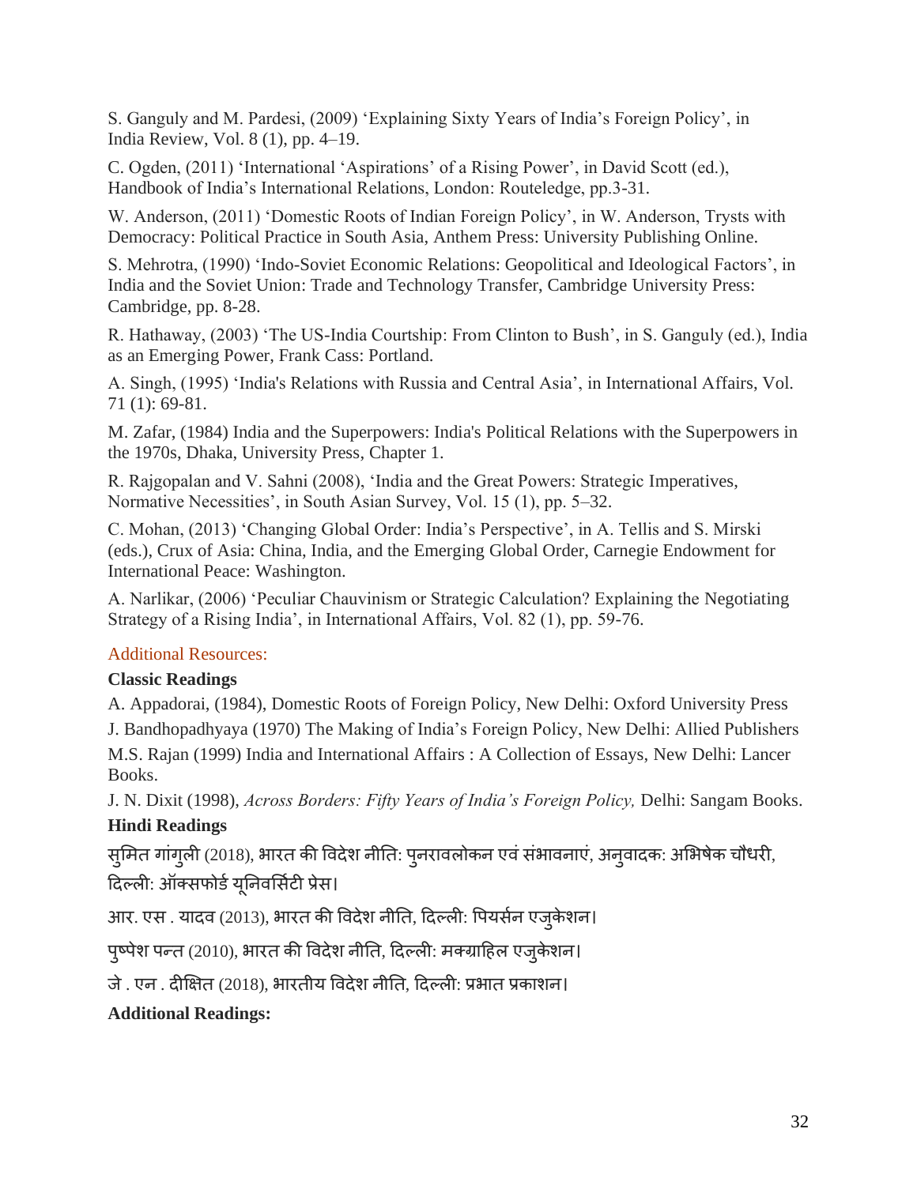S. Ganguly and M. Pardesi, (2009) 'Explaining Sixty Years of India's Foreign Policy', in India Review, Vol. 8 (1), pp. 4–19.

C. Ogden, (2011) 'International 'Aspirations' of a Rising Power', in David Scott (ed.), Handbook of India's International Relations, London: Routeledge, pp.3-31.

W. Anderson, (2011) 'Domestic Roots of Indian Foreign Policy', in W. Anderson, Trysts with Democracy: Political Practice in South Asia, Anthem Press: University Publishing Online.

S. Mehrotra, (1990) 'Indo-Soviet Economic Relations: Geopolitical and Ideological Factors', in India and the Soviet Union: Trade and Technology Transfer, Cambridge University Press: Cambridge, pp. 8-28.

R. Hathaway, (2003) 'The US-India Courtship: From Clinton to Bush', in S. Ganguly (ed.), India as an Emerging Power, Frank Cass: Portland.

A. Singh, (1995) 'India's Relations with Russia and Central Asia', in International Affairs, Vol. 71 (1): 69-81.

M. Zafar, (1984) India and the Superpowers: India's Political Relations with the Superpowers in the 1970s, Dhaka, University Press, Chapter 1.

R. Rajgopalan and V. Sahni (2008), 'India and the Great Powers: Strategic Imperatives, Normative Necessities', in South Asian Survey, Vol. 15 (1), pp. 5–32.

C. Mohan, (2013) 'Changing Global Order: India's Perspective', in A. Tellis and S. Mirski (eds.), Crux of Asia: China, India, and the Emerging Global Order, Carnegie Endowment for International Peace: Washington.

A. Narlikar, (2006) 'Peculiar Chauvinism or Strategic Calculation? Explaining the Negotiating Strategy of a Rising India', in International Affairs, Vol. 82 (1), pp. 59-76.

Additional Resources:

**Classic Readings**

A. Appadorai, (1984), Domestic Roots of Foreign Policy, New Delhi: Oxford University Press

J. Bandhopadhyaya (1970) The Making of India's Foreign Policy, New Delhi: Allied Publishers

M.S. Rajan (1999) India and International Affairs : A Collection of Essays, New Delhi: Lancer Books.

J. N. Dixit (1998), *Across Borders: Fifty Years of India's Foreign Policy,* Delhi: Sangam Books.

**Hindi Readings**

सुमित गांगुली (2018), भारत की विदेश नीति: पुनरावलोकन एवं संभावनाएं, अनुवादक: अभिषेक चौधरी, दिल्ली: ऑक्सफोर्ड यूनिवर्सिटी प्रेस।

आर. एस . यादव (2013), भारत की विदेश नीति, दिल्ली: पियर्सन एजुकेशन।

पुष्पेश पन्त (2010), भारत की विदेश नीति, दिल्ली: मक्ग्राहिल एजुकेशन।

जे . एन . दीक्षित (2018), भारतीय विदेश नीति, दिल्ली: प्रभात प्रकाशन।

**Additional Readings:**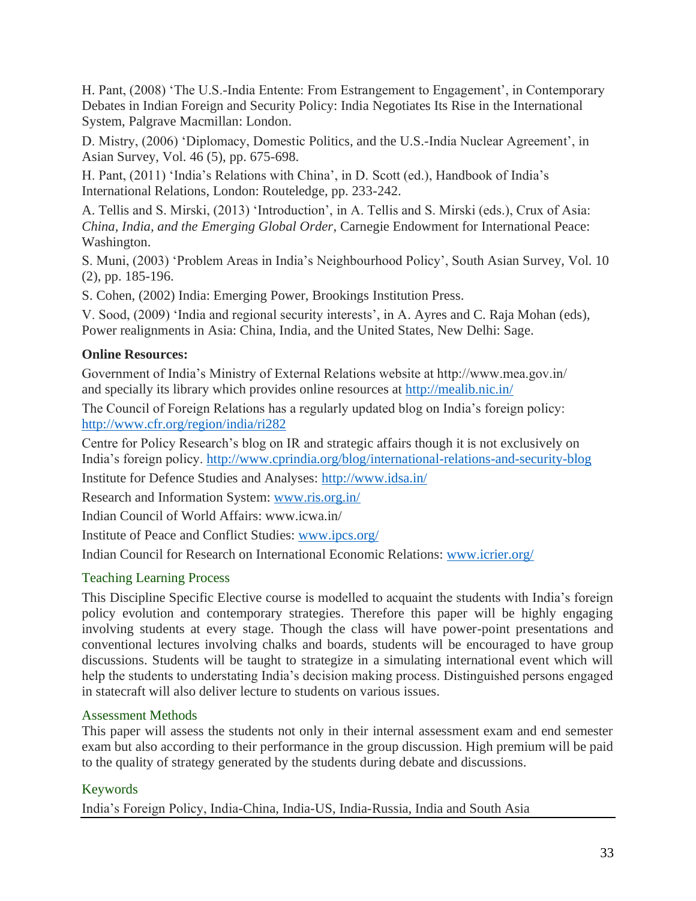H. Pant, (2008) 'The U.S.-India Entente: From Estrangement to Engagement', in Contemporary Debates in Indian Foreign and Security Policy: India Negotiates Its Rise in the International System, Palgrave Macmillan: London.

D. Mistry, (2006) 'Diplomacy, Domestic Politics, and the U.S.-India Nuclear Agreement', in Asian Survey, Vol. 46 (5), pp. 675-698.

H. Pant, (2011) 'India's Relations with China', in D. Scott (ed.), Handbook of India's International Relations, London: Routeledge, pp. 233-242.

A. Tellis and S. Mirski, (2013) 'Introduction', in A. Tellis and S. Mirski (eds.), Crux of Asia: *China, India, and the Emerging Global Order*, Carnegie Endowment for International Peace: Washington.

S. Muni, (2003) 'Problem Areas in India's Neighbourhood Policy', South Asian Survey, Vol. 10 (2), pp. 185-196.

S. Cohen, (2002) India: Emerging Power, Brookings Institution Press.

V. Sood, (2009) 'India and regional security interests', in A. Ayres and C. Raja Mohan (eds), Power realignments in Asia: China, India, and the United States, New Delhi: Sage.

**Online Resources:**

Government of India's Ministry of External Relations website at http://www.mea.gov.in/ and specially its library which provides online resources at http://mealib.nic.in/

The Council of Foreign Relations has a regularly updated blog on India's foreign policy: http://www.cfr.org/region/india/ri282

Centre for Policy Research's blog on IR and strategic affairs though it is not exclusively on India's foreign policy. http://www.cprindia.org/blog/international-relations-and-security-blog

Institute for Defence Studies and Analyses: http://www.idsa.in/

Research and Information System: www.ris.org.in/

Indian Council of World Affairs: www.icwa.in/

Institute of Peace and Conflict Studies: www.ipcs.org/

Indian Council for Research on International Economic Relations: www.icrier.org/

## Teaching Learning Process

This Discipline Specific Elective course is modelled to acquaint the students with India's foreign policy evolution and contemporary strategies. Therefore this paper will be highly engaging involving students at every stage. Though the class will have power-point presentations and conventional lectures involving chalks and boards, students will be encouraged to have group discussions. Students will be taught to strategize in a simulating international event which will help the students to understating India's decision making process. Distinguished persons engaged in statecraft will also deliver lecture to students on various issues.

## Assessment Methods

This paper will assess the students not only in their internal assessment exam and end semester exam but also according to their performance in the group discussion. High premium will be paid to the quality of strategy generated by the students during debate and discussions.

## Keywords

India's Foreign Policy, India-China, India-US, India-Russia, India and South Asia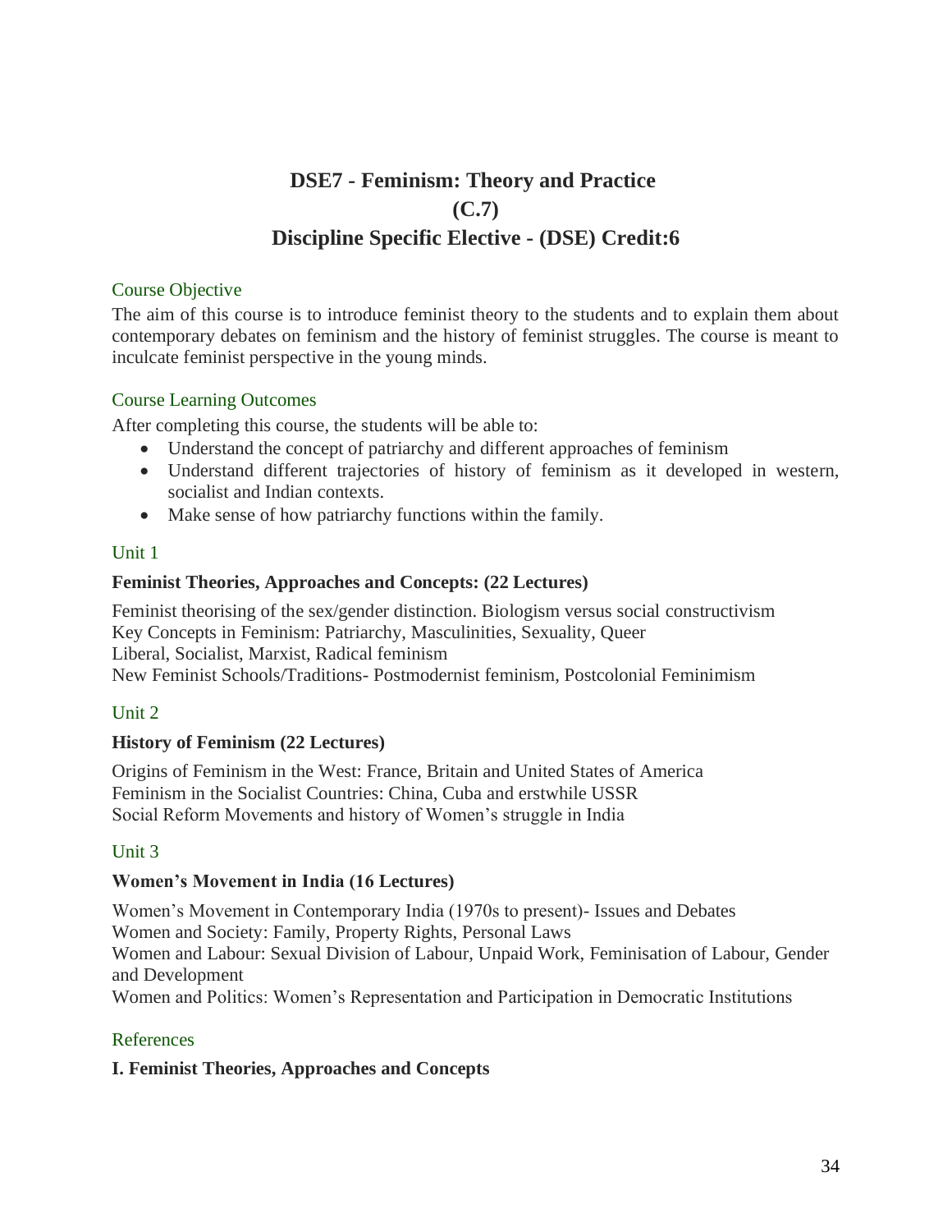# DSE7 - Feminism: Theory and Practice
# (C.7)
# Discipline Specific Elective - (DSE) Credit:6

## Course Objective

The aim of this course is to introduce feminist theory to the students and to explain them about contemporary debates on feminism and the history of feminist struggles. The course is meant to inculcate feminist perspective in the young minds.

## Course Learning Outcomes

After completing this course, the students will be able to:

- Understand the concept of patriarchy and different approaches of feminism
- Understand different trajectories of history of feminism as it developed in western, socialist and Indian contexts.
- Make sense of how patriarchy functions within the family.

## Unit 1

**Feminist Theories, Approaches and Concepts: (22 Lectures)**

Feminist theorising of the sex/gender distinction. Biologism versus social constructivism
Key Concepts in Feminism: Patriarchy, Masculinities, Sexuality, Queer
Liberal, Socialist, Marxist, Radical feminism
New Feminist Schools/Traditions- Postmodernist feminism, Postcolonial Feminimism

## Unit 2

**History of Feminism (22 Lectures)**

Origins of Feminism in the West: France, Britain and United States of America
Feminism in the Socialist Countries: China, Cuba and erstwhile USSR
Social Reform Movements and history of Women's struggle in India

## Unit 3

**Women's Movement in India (16 Lectures)**

Women's Movement in Contemporary India (1970s to present)- Issues and Debates
Women and Society: Family, Property Rights, Personal Laws
Women and Labour: Sexual Division of Labour, Unpaid Work, Feminisation of Labour, Gender and Development
Women and Politics: Women's Representation and Participation in Democratic Institutions

## References

**I. Feminist Theories, Approaches and Concepts**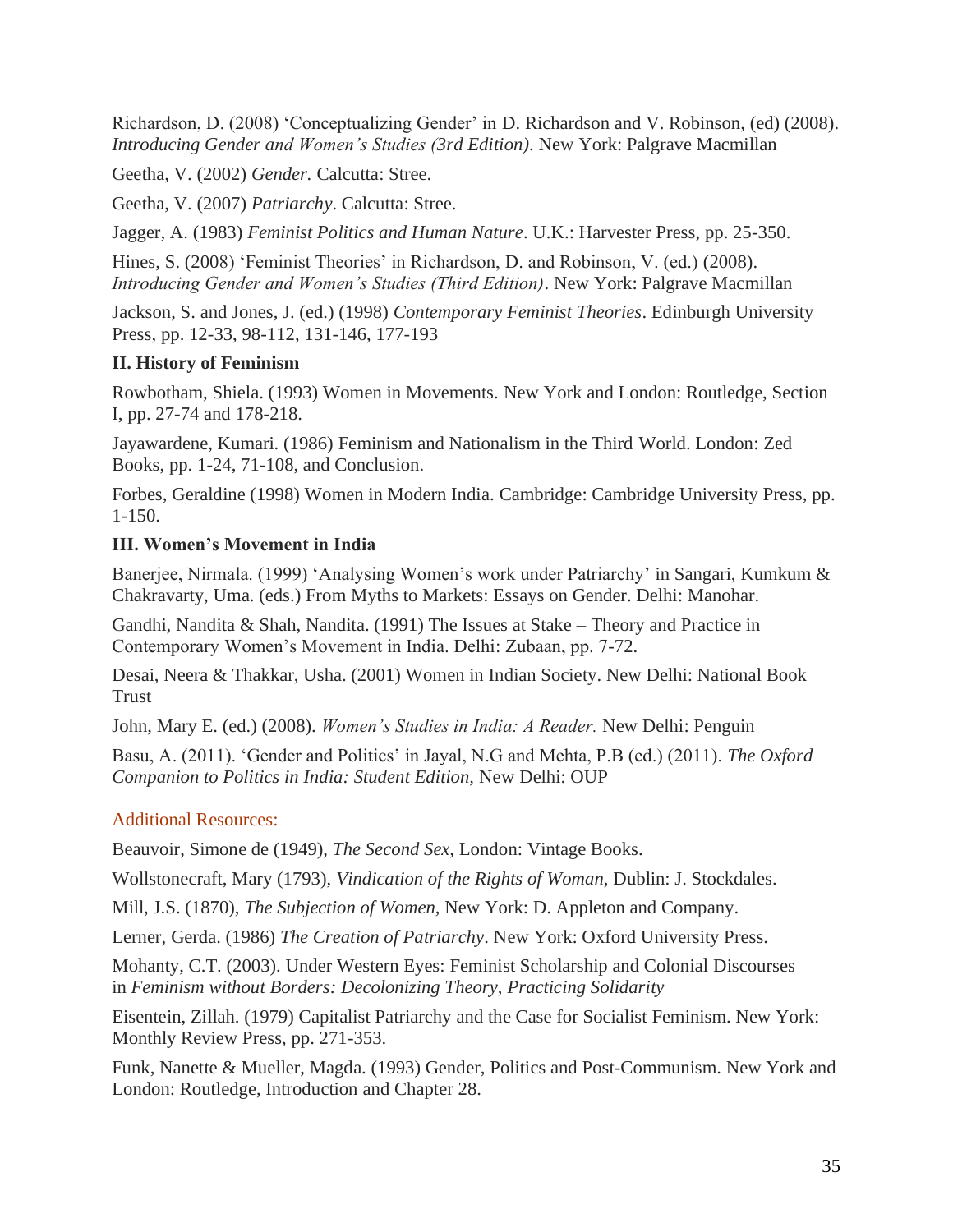Richardson, D. (2008) 'Conceptualizing Gender' in D. Richardson and V. Robinson, (ed) (2008). *Introducing Gender and Women's Studies (3rd Edition)*. New York: Palgrave Macmillan

Geetha, V. (2002) *Gender.* Calcutta: Stree.

Geetha, V. (2007) *Patriarchy*. Calcutta: Stree.

Jagger, A. (1983) *Feminist Politics and Human Nature*. U.K.: Harvester Press, pp. 25-350.

Hines, S. (2008) 'Feminist Theories' in Richardson, D. and Robinson, V. (ed.) (2008). *Introducing Gender and Women's Studies (Third Edition)*. New York: Palgrave Macmillan

Jackson, S. and Jones, J. (ed.) (1998) *Contemporary Feminist Theories*. Edinburgh University Press, pp. 12-33, 98-112, 131-146, 177-193

**II. History of Feminism**

Rowbotham, Shiela. (1993) Women in Movements. New York and London: Routledge, Section I, pp. 27-74 and 178-218.

Jayawardene, Kumari. (1986) Feminism and Nationalism in the Third World. London: Zed Books, pp. 1-24, 71-108, and Conclusion.

Forbes, Geraldine (1998) Women in Modern India. Cambridge: Cambridge University Press, pp. 1-150.

**III. Women's Movement in India**

Banerjee, Nirmala. (1999) 'Analysing Women's work under Patriarchy' in Sangari, Kumkum & Chakravarty, Uma. (eds.) From Myths to Markets: Essays on Gender. Delhi: Manohar.

Gandhi, Nandita & Shah, Nandita. (1991) The Issues at Stake – Theory and Practice in Contemporary Women's Movement in India. Delhi: Zubaan, pp. 7-72.

Desai, Neera & Thakkar, Usha. (2001) Women in Indian Society. New Delhi: National Book Trust

John, Mary E. (ed.) (2008). *Women's Studies in India: A Reader.* New Delhi: Penguin

Basu, A. (2011). 'Gender and Politics' in Jayal, N.G and Mehta, P.B (ed.) (2011). *The Oxford Companion to Politics in India: Student Edition,* New Delhi: OUP

Additional Resources:

Beauvoir, Simone de (1949), *The Second Sex,* London: Vintage Books.

Wollstonecraft, Mary (1793), *Vindication of the Rights of Woman,* Dublin: J. Stockdales.

Mill, J.S. (1870), *The Subjection of Women,* New York: D. Appleton and Company.

Lerner, Gerda. (1986) *The Creation of Patriarchy*. New York: Oxford University Press.

Mohanty, C.T. (2003). Under Western Eyes: Feminist Scholarship and Colonial Discourses in *Feminism without Borders: Decolonizing Theory, Practicing Solidarity*

Eisentein, Zillah. (1979) Capitalist Patriarchy and the Case for Socialist Feminism. New York: Monthly Review Press, pp. 271-353.

Funk, Nanette & Mueller, Magda. (1993) Gender, Politics and Post-Communism. New York and London: Routledge, Introduction and Chapter 28.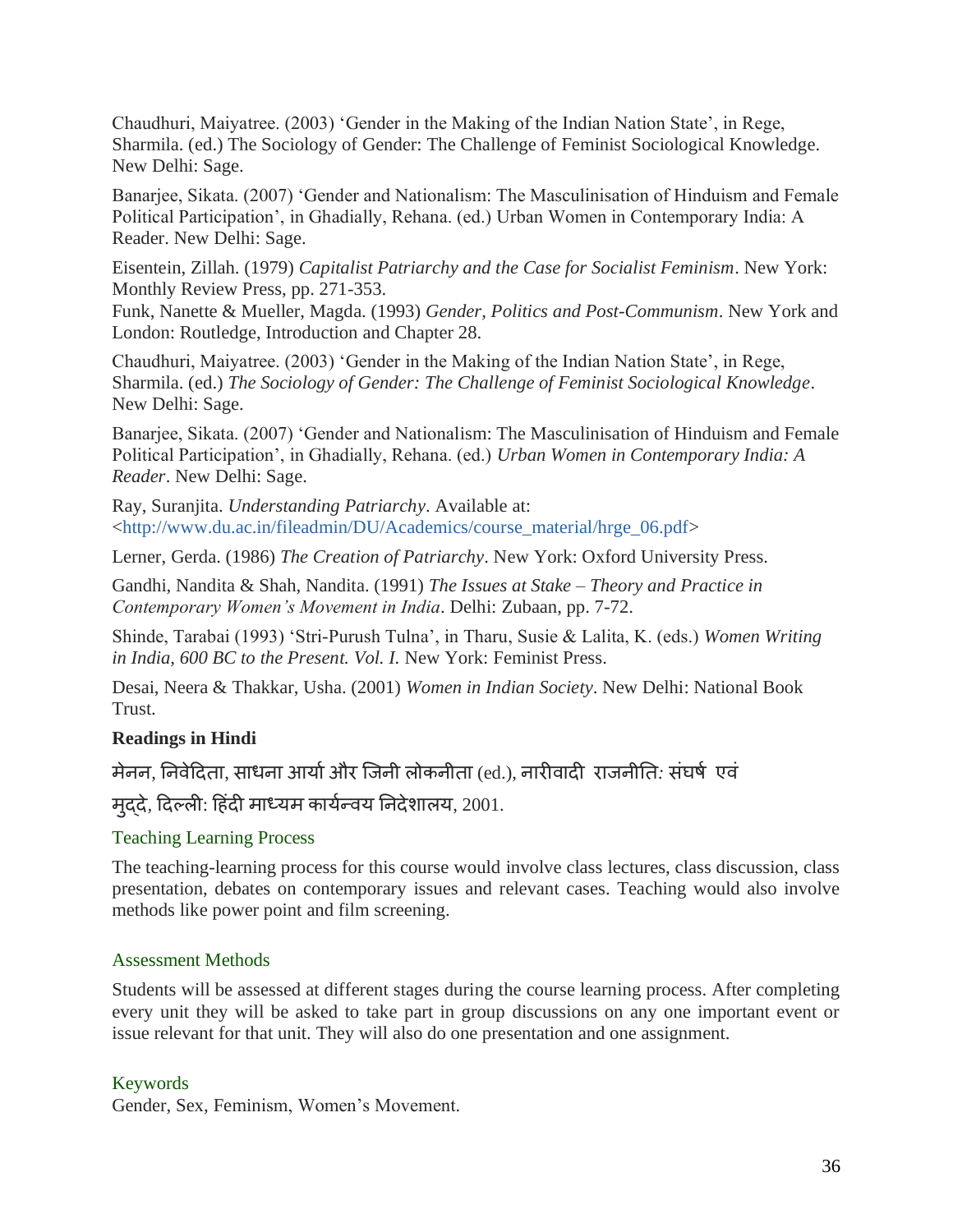Chaudhuri, Maiyatree. (2003) 'Gender in the Making of the Indian Nation State', in Rege, Sharmila. (ed.) The Sociology of Gender: The Challenge of Feminist Sociological Knowledge. New Delhi: Sage.

Banarjee, Sikata. (2007) 'Gender and Nationalism: The Masculinisation of Hinduism and Female Political Participation', in Ghadially, Rehana. (ed.) Urban Women in Contemporary India: A Reader. New Delhi: Sage.

Eisentein, Zillah. (1979) *Capitalist Patriarchy and the Case for Socialist Feminism*. New York: Monthly Review Press, pp. 271-353.
Funk, Nanette & Mueller, Magda. (1993) *Gender, Politics and Post-Communism*. New York and London: Routledge, Introduction and Chapter 28.

Chaudhuri, Maiyatree. (2003) 'Gender in the Making of the Indian Nation State', in Rege, Sharmila. (ed.) *The Sociology of Gender: The Challenge of Feminist Sociological Knowledge*. New Delhi: Sage.

Banarjee, Sikata. (2007) 'Gender and Nationalism: The Masculinisation of Hinduism and Female Political Participation', in Ghadially, Rehana. (ed.) *Urban Women in Contemporary India: A Reader*. New Delhi: Sage.

Ray, Suranjita. *Understanding Patriarchy*. Available at: <http://www.du.ac.in/fileadmin/DU/Academics/course_material/hrge_06.pdf>

Lerner, Gerda. (1986) *The Creation of Patriarchy*. New York: Oxford University Press.

Gandhi, Nandita & Shah, Nandita. (1991) *The Issues at Stake – Theory and Practice in Contemporary Women's Movement in India*. Delhi: Zubaan, pp. 7-72.

Shinde, Tarabai (1993) 'Stri-Purush Tulna', in Tharu, Susie & Lalita, K. (eds.) *Women Writing in India, 600 BC to the Present. Vol. I.* New York: Feminist Press.

Desai, Neera & Thakkar, Usha. (2001) *Women in Indian Society*. New Delhi: National Book Trust.

**Readings in Hindi**

मेनन, निवेदिता, साधना आर्या और जिनी लोकनीता (ed.), नारीवादी राजनीति: संघर्ष एवं मुद्दे, दिल्ली: हिंदी माध्यम कार्यन्वय निदेशालय, 2001.

## Teaching Learning Process

The teaching-learning process for this course would involve class lectures, class discussion, class presentation, debates on contemporary issues and relevant cases. Teaching would also involve methods like power point and film screening.

## Assessment Methods

Students will be assessed at different stages during the course learning process. After completing every unit they will be asked to take part in group discussions on any one important event or issue relevant for that unit. They will also do one presentation and one assignment.

## Keywords

Gender, Sex, Feminism, Women's Movement.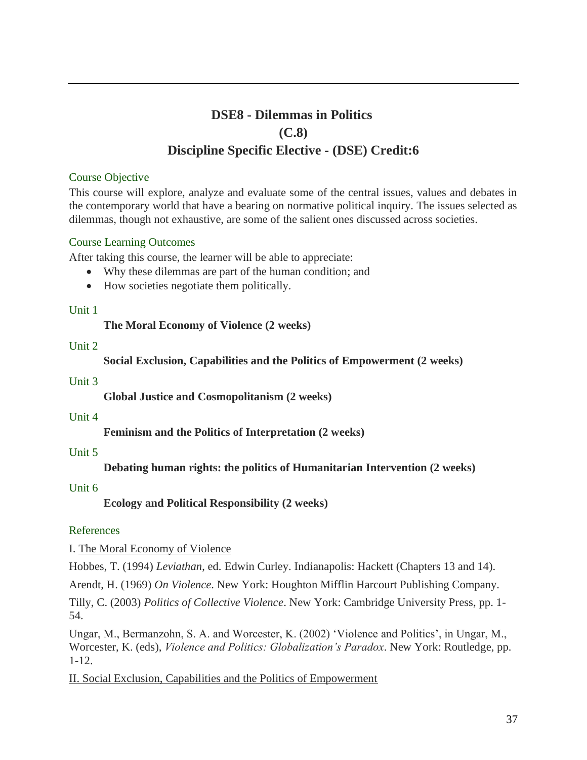## DSE8 - Dilemmas in Politics

## (C.8)

## Discipline Specific Elective - (DSE) Credit:6

### Course Objective

This course will explore, analyze and evaluate some of the central issues, values and debates in the contemporary world that have a bearing on normative political inquiry. The issues selected as dilemmas, though not exhaustive, are some of the salient ones discussed across societies.

### Course Learning Outcomes

After taking this course, the learner will be able to appreciate:

- Why these dilemmas are part of the human condition; and
- How societies negotiate them politically.

### Unit 1

**The Moral Economy of Violence (2 weeks)**

### Unit 2

**Social Exclusion, Capabilities and the Politics of Empowerment (2 weeks)**

### Unit 3

**Global Justice and Cosmopolitanism (2 weeks)**

### Unit 4

**Feminism and the Politics of Interpretation (2 weeks)**

### Unit 5

**Debating human rights: the politics of Humanitarian Intervention (2 weeks)**

### Unit 6

**Ecology and Political Responsibility (2 weeks)**

### References

I. The Moral Economy of Violence

Hobbes, T. (1994) *Leviathan*, ed. Edwin Curley. Indianapolis: Hackett (Chapters 13 and 14).

Arendt, H. (1969) *On Violence*. New York: Houghton Mifflin Harcourt Publishing Company.

Tilly, C. (2003) *Politics of Collective Violence*. New York: Cambridge University Press, pp. 1-54.

Ungar, M., Bermanzohn, S. A. and Worcester, K. (2002) 'Violence and Politics', in Ungar, M., Worcester, K. (eds), *Violence and Politics: Globalization's Paradox*. New York: Routledge, pp. 1-12.

II. Social Exclusion, Capabilities and the Politics of Empowerment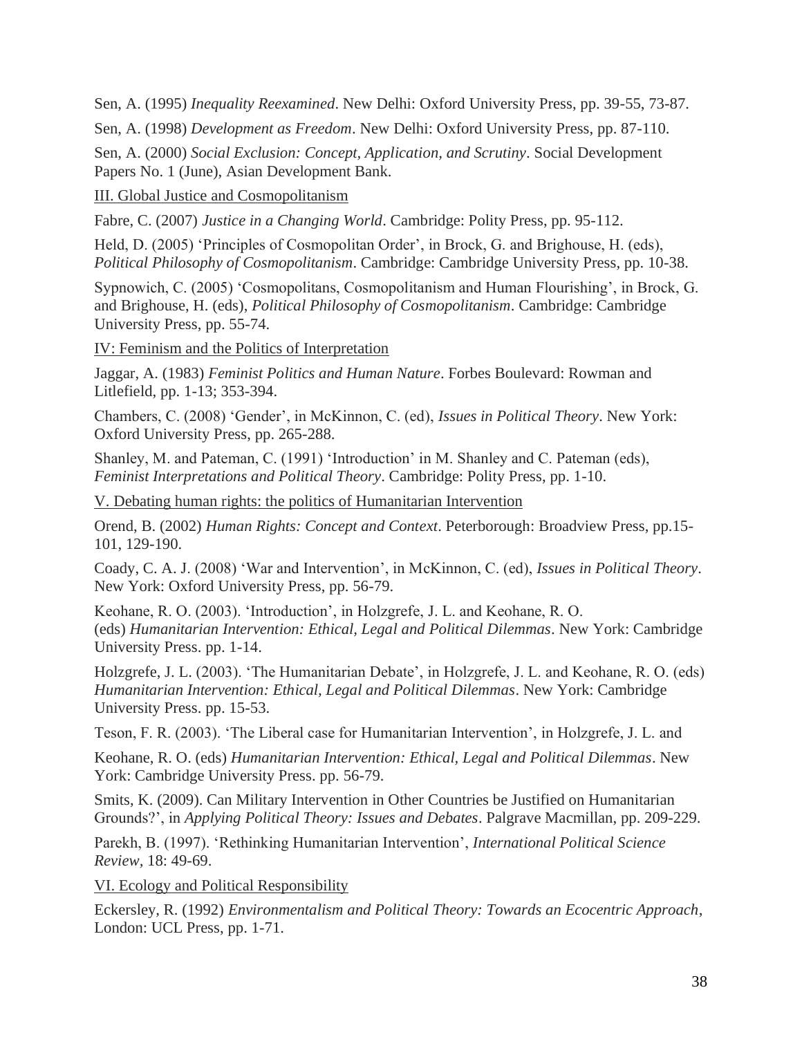Sen, A. (1995) *Inequality Reexamined*. New Delhi: Oxford University Press, pp. 39-55, 73-87.

Sen, A. (1998) *Development as Freedom*. New Delhi: Oxford University Press, pp. 87-110.

Sen, A. (2000) *Social Exclusion: Concept, Application, and Scrutiny*. Social Development Papers No. 1 (June), Asian Development Bank.

<u>III. Global Justice and Cosmopolitanism</u>

Fabre, C. (2007) *Justice in a Changing World*. Cambridge: Polity Press, pp. 95-112.

Held, D. (2005) 'Principles of Cosmopolitan Order', in Brock, G. and Brighouse, H. (eds), *Political Philosophy of Cosmopolitanism*. Cambridge: Cambridge University Press, pp. 10-38.

Sypnowich, C. (2005) 'Cosmopolitans, Cosmopolitanism and Human Flourishing', in Brock, G. and Brighouse, H. (eds), *Political Philosophy of Cosmopolitanism*. Cambridge: Cambridge University Press, pp. 55-74.

<u>IV: Feminism and the Politics of Interpretation</u>

Jaggar, A. (1983) *Feminist Politics and Human Nature*. Forbes Boulevard: Rowman and Litlefield, pp. 1-13; 353-394.

Chambers, C. (2008) 'Gender', in McKinnon, C. (ed), *Issues in Political Theory*. New York: Oxford University Press, pp. 265-288.

Shanley, M. and Pateman, C. (1991) 'Introduction' in M. Shanley and C. Pateman (eds), *Feminist Interpretations and Political Theory*. Cambridge: Polity Press, pp. 1-10.

<u>V. Debating human rights: the politics of Humanitarian Intervention</u>

Orend, B. (2002) *Human Rights: Concept and Context*. Peterborough: Broadview Press, pp.15-101, 129-190.

Coady, C. A. J. (2008) 'War and Intervention', in McKinnon, C. (ed), *Issues in Political Theory*. New York: Oxford University Press, pp. 56-79.

Keohane, R. O. (2003). 'Introduction', in Holzgrefe, J. L. and Keohane, R. O. (eds) *Humanitarian Intervention: Ethical, Legal and Political Dilemmas*. New York: Cambridge University Press. pp. 1-14.

Holzgrefe, J. L. (2003). 'The Humanitarian Debate', in Holzgrefe, J. L. and Keohane, R. O. (eds) *Humanitarian Intervention: Ethical, Legal and Political Dilemmas*. New York: Cambridge University Press. pp. 15-53.

Teson, F. R. (2003). 'The Liberal case for Humanitarian Intervention', in Holzgrefe, J. L. and

Keohane, R. O. (eds) *Humanitarian Intervention: Ethical, Legal and Political Dilemmas*. New York: Cambridge University Press. pp. 56-79.

Smits, K. (2009). Can Military Intervention in Other Countries be Justified on Humanitarian Grounds?', in *Applying Political Theory: Issues and Debates*. Palgrave Macmillan, pp. 209-229.

Parekh, B. (1997). 'Rethinking Humanitarian Intervention', *International Political Science Review*, 18: 49-69.

<u>VI. Ecology and Political Responsibility</u>

Eckersley, R. (1992) *Environmentalism and Political Theory: Towards an Ecocentric Approach*, London: UCL Press, pp. 1-71.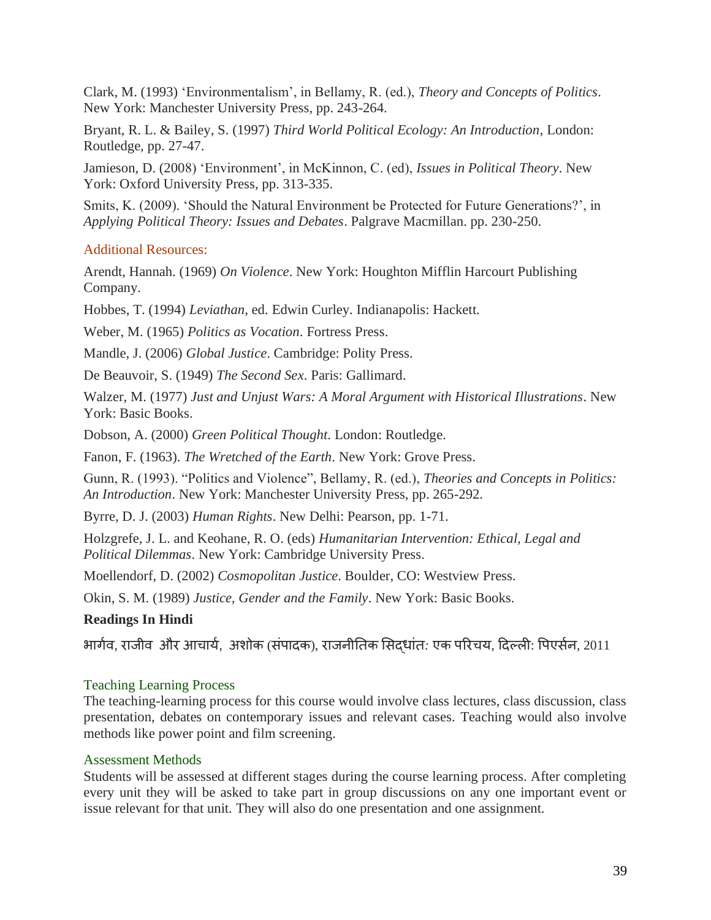Clark, M. (1993) 'Environmentalism', in Bellamy, R. (ed.), *Theory and Concepts of Politics*. New York: Manchester University Press, pp. 243-264.

Bryant, R. L. & Bailey, S. (1997) *Third World Political Ecology: An Introduction*, London: Routledge, pp. 27-47.

Jamieson, D. (2008) 'Environment', in McKinnon, C. (ed), *Issues in Political Theory*. New York: Oxford University Press, pp. 313-335.

Smits, K. (2009). 'Should the Natural Environment be Protected for Future Generations?', in *Applying Political Theory: Issues and Debates*. Palgrave Macmillan. pp. 230-250.

### Additional Resources:

Arendt, Hannah. (1969) *On Violence*. New York: Houghton Mifflin Harcourt Publishing Company.

Hobbes, T. (1994) *Leviathan*, ed. Edwin Curley. Indianapolis: Hackett.

Weber, M. (1965) *Politics as Vocation*. Fortress Press.

Mandle, J. (2006) *Global Justice*. Cambridge: Polity Press.

De Beauvoir, S. (1949) *The Second Sex*. Paris: Gallimard.

Walzer, M. (1977) *Just and Unjust Wars: A Moral Argument with Historical Illustrations*. New York: Basic Books.

Dobson, A. (2000) *Green Political Thought*. London: Routledge.

Fanon, F. (1963). *The Wretched of the Earth*. New York: Grove Press.

Gunn, R. (1993). "Politics and Violence", Bellamy, R. (ed.), *Theories and Concepts in Politics: An Introduction*. New York: Manchester University Press, pp. 265-292.

Byrre, D. J. (2003) *Human Rights*. New Delhi: Pearson, pp. 1-71.

Holzgrefe, J. L. and Keohane, R. O. (eds) *Humanitarian Intervention: Ethical, Legal and Political Dilemmas*. New York: Cambridge University Press.

Moellendorf, D. (2002) *Cosmopolitan Justice*. Boulder, CO: Westview Press.

Okin, S. M. (1989) *Justice, Gender and the Family*. New York: Basic Books.

**Readings In Hindi**

भार्गव, राजीव और आचार्य, अशोक (संपादक), राजनीतिक सिद्धांत*: एक परिचय*, दिल्ली: पिएर्सन, 2011

### Teaching Learning Process

The teaching-learning process for this course would involve class lectures, class discussion, class presentation, debates on contemporary issues and relevant cases. Teaching would also involve methods like power point and film screening.

### Assessment Methods

Students will be assessed at different stages during the course learning process. After completing every unit they will be asked to take part in group discussions on any one important event or issue relevant for that unit. They will also do one presentation and one assignment.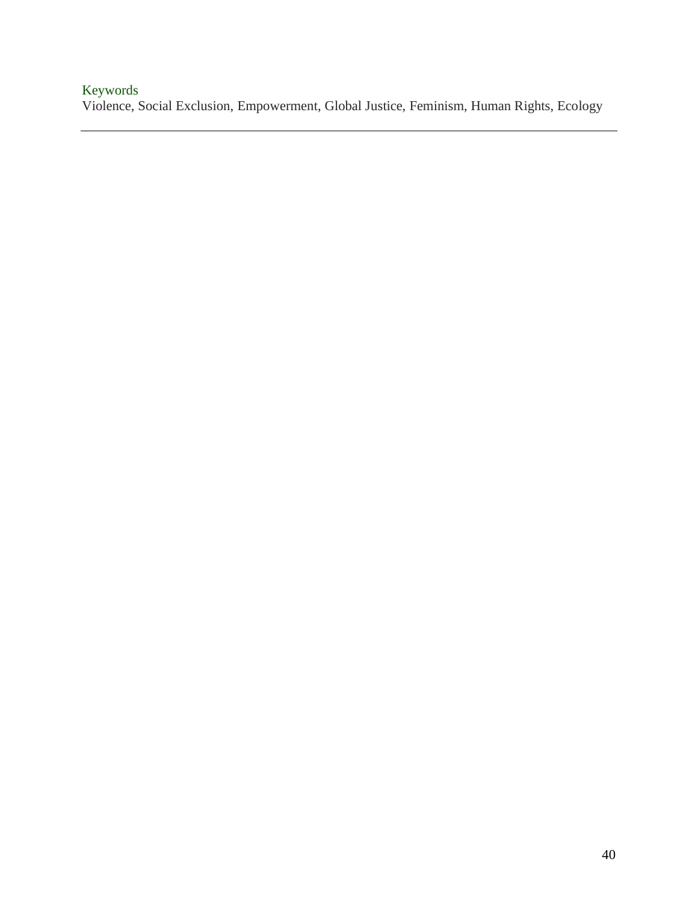Keywords

Violence, Social Exclusion, Empowerment, Global Justice, Feminism, Human Rights, Ecology

---